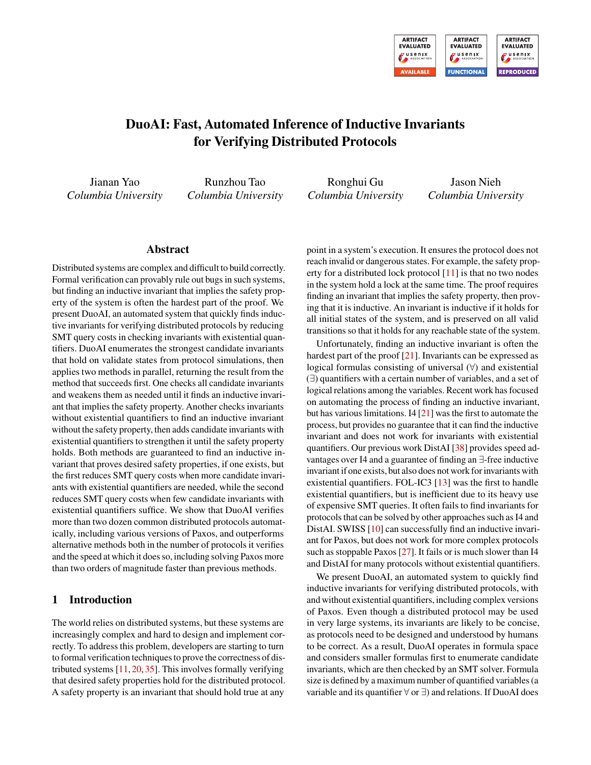# DuoAI: Fast, Automated Inference of Inductive Invariants for Verifying Distributed Protocols

Jianan Yao
*Columbia University*

Runzhou Tao
*Columbia University*

Ronghui Gu
*Columbia University*

Jason Nieh
*Columbia University*

## Abstract

Distributed systems are complex and difficult to build correctly. Formal verification can provably rule out bugs in such systems, but finding an inductive invariant that implies the safety property of the system is often the hardest part of the proof. We present DuoAI, an automated system that quickly finds inductive invariants for verifying distributed protocols by reducing SMT query costs in checking invariants with existential quantifiers. DuoAI enumerates the strongest candidate invariants that hold on validate states from protocol simulations, then applies two methods in parallel, returning the result from the method that succeeds first. One checks all candidate invariants and weakens them as needed until it finds an inductive invariant that implies the safety property. Another checks invariants without existential quantifiers to find an inductive invariant without the safety property, then adds candidate invariants with existential quantifiers to strengthen it until the safety property holds. Both methods are guaranteed to find an inductive invariant that proves desired safety properties, if one exists, but the first reduces SMT query costs when more candidate invariants with existential quantifiers are needed, while the second reduces SMT query costs when few candidate invariants with existential quantifiers suffice. We show that DuoAI verifies more than two dozen common distributed protocols automatically, including various versions of Paxos, and outperforms alternative methods both in the number of protocols it verifies and the speed at which it does so, including solving Paxos more than two orders of magnitude faster than previous methods.

## 1 Introduction

The world relies on distributed systems, but these systems are increasingly complex and hard to design and implement correctly. To address this problem, developers are starting to turn to formal verification techniques to prove the correctness of distributed systems [11, 20, 35]. This involves formally verifying that desired safety properties hold for the distributed protocol. A safety property is an invariant that should hold true at any point in a system's execution. It ensures the protocol does not reach invalid or dangerous states. For example, the safety property for a distributed lock protocol [11] is that no two nodes in the system hold a lock at the same time. The proof requires finding an invariant that implies the safety property, then proving that it is inductive. An invariant is inductive if it holds for all initial states of the system, and is preserved on all valid transitions so that it holds for any reachable state of the system.

Unfortunately, finding an inductive invariant is often the hardest part of the proof [21]. Invariants can be expressed as logical formulas consisting of universal (∀) and existential (∃) quantifiers with a certain number of variables, and a set of logical relations among the variables. Recent work has focused on automating the process of finding an inductive invariant, but has various limitations. I4 [21] was the first to automate the process, but provides no guarantee that it can find the inductive invariant and does not work for invariants with existential quantifiers. Our previous work DistAI [38] provides speed advantages over I4 and a guarantee of finding an ∃-free inductive invariant if one exists, but also does not work for invariants with existential quantifiers. FOL-IC3 [13] was the first to handle existential quantifiers, but is inefficient due to its heavy use of expensive SMT queries. It often fails to find invariants for protocols that can be solved by other approaches such as I4 and DistAI. SWISS [10] can successfully find an inductive invariant for Paxos, but does not work for more complex protocols such as stoppable Paxos [27]. It fails or is much slower than I4 and DistAI for many protocols without existential quantifiers.

We present DuoAI, an automated system to quickly find inductive invariants for verifying distributed protocols, with and without existential quantifiers, including complex versions of Paxos. Even though a distributed protocol may be used in very large systems, its invariants are likely to be concise, as protocols need to be designed and understood by humans to be correct. As a result, DuoAI operates in formula space and considers smaller formulas first to enumerate candidate invariants, which are then checked by an SMT solver. Formula size is defined by a maximum number of quantified variables (a variable and its quantifier ∀ or ∃) and relations. If DuoAI does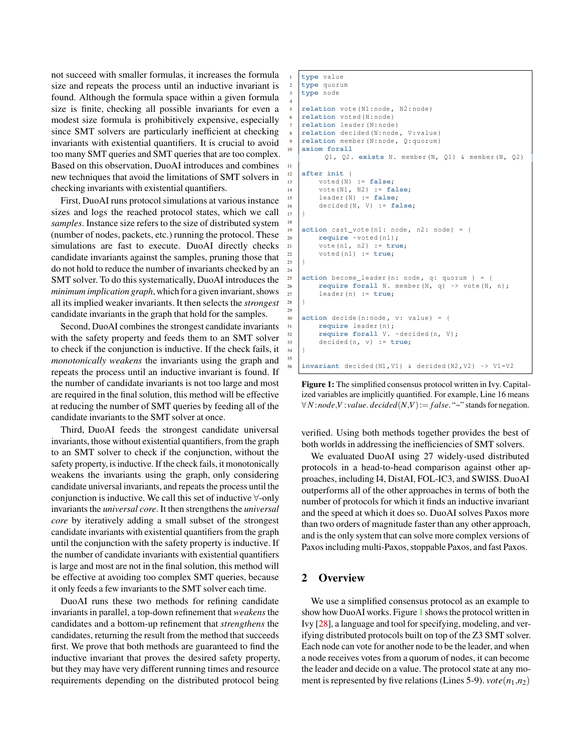not succeed with smaller formulas, it increases the formula size and repeats the process until an inductive invariant is found. Although the formula space within a given formula size is finite, checking all possible invariants for even a modest size formula is prohibitively expensive, especially since SMT solvers are particularly inefficient at checking invariants with existential quantifiers. It is crucial to avoid too many SMT queries and SMT queries that are too complex. Based on this observation, DuoAI introduces and combines new techniques that avoid the limitations of SMT solvers in checking invariants with existential quantifiers.

First, DuoAI runs protocol simulations at various instance sizes and logs the reached protocol states, which we call *samples*. Instance size refers to the size of distributed system (number of nodes, packets, etc.) running the protocol. These simulations are fast to execute. DuoAI directly checks candidate invariants against the samples, pruning those that do not hold to reduce the number of invariants checked by an SMT solver. To do this systematically, DuoAI introduces the *minimum implication graph*, which for a given invariant, shows all its implied weaker invariants. It then selects the *strongest* candidate invariants in the graph that hold for the samples.

Second, DuoAI combines the strongest candidate invariants with the safety property and feeds them to an SMT solver to check if the conjunction is inductive. If the check fails, it *monotonically weakens* the invariants using the graph and repeats the process until an inductive invariant is found. If the number of candidate invariants is not too large and most are required in the final solution, this method will be effective at reducing the number of SMT queries by feeding all of the candidate invariants to the SMT solver at once.

Third, DuoAI feeds the strongest candidate universal invariants, those without existential quantifiers, from the graph to an SMT solver to check if the conjunction, without the safety property, is inductive. If the check fails, it monotonically weakens the invariants using the graph, only considering candidate universal invariants, and repeats the process until the conjunction is inductive. We call this set of inductive $\forall$-only invariants the *universal core*. It then strengthens the *universal core* by iteratively adding a small subset of the strongest candidate invariants with existential quantifiers from the graph until the conjunction with the safety property is inductive. If the number of candidate invariants with existential quantifiers is large and most are not in the final solution, this method will be effective at avoiding too complex SMT queries, because it only feeds a few invariants to the SMT solver each time.

DuoAI runs these two methods for refining candidate invariants in parallel, a top-down refinement that *weakens* the candidates and a bottom-up refinement that *strengthens* the candidates, returning the result from the method that succeeds first. We prove that both methods are guaranteed to find the inductive invariant that proves the desired safety property, but they may have very different running times and resource requirements depending on the distributed protocol being verified. Using both methods together provides the best of both worlds in addressing the inefficiencies of SMT solvers.

We evaluated DuoAI using 27 widely-used distributed protocols in a head-to-head comparison against other approaches, including I4, DistAI, FOL-IC3, and SWISS. DuoAI outperforms all of the other approaches in terms of both the number of protocols for which it finds an inductive invariant and the speed at which it does so. DuoAI solves Paxos more than two orders of magnitude faster than any other approach, and is the only system that can solve more complex versions of Paxos including multi-Paxos, stoppable Paxos, and fast Paxos.

```
1  type value
2  type quorum
3  type node
4
5  relation vote(N1:node, N2:node)
6  relation voted(N:node)
7  relation leader(N:node)
8  relation decided(N:node, V:value)
9  relation member(N:node, Q:quorum)
10 axiom forall
       Q1, Q2. exists N. member(N, Q1) & member(N, Q2)
11
12 after init {
13     voted(N) := false;
14     vote(N1, N2) := false;
15     leader(N) := false;
16     decided(N, V) := false;
17 }
18
19 action cast_vote(n1: node, n2: node) = {
20     require ~voted(n1);
21     vote(n1, n2) := true;
22     voted(n1) := true;
23 }
24
25 action become_leader(n: node, q: quorum ) = {
26     require forall N. member(N, q) -> vote(N, n);
27     leader(n) := true;
28 }
29
30 action decide(n:node, v: value) = {
31     require leader(n);
32     require forall V. ~decided(n, V);
33     decided(n, v) := true;
34 }
35
36 invariant decided(N1,V1) & decided(N2,V2) -> V1=V2
```

**Figure 1:** The simplified consensus protocol written in Ivy. Capitalized variables are implicitly quantified. For example, Line 16 means $\forall N{:}node, V{:}value.\ decided(N,V) := false$. "~" stands for negation.

## 2 Overview

We use a simplified consensus protocol as an example to show how DuoAI works. Figure 1 shows the protocol written in Ivy [28], a language and tool for specifying, modeling, and verifying distributed protocols built on top of the Z3 SMT solver. Each node can vote for another node to be the leader, and when a node receives votes from a quorum of nodes, it can become the leader and decide on a value. The protocol state at any moment is represented by five relations (Lines 5-9). $vote(n_1,n_2)$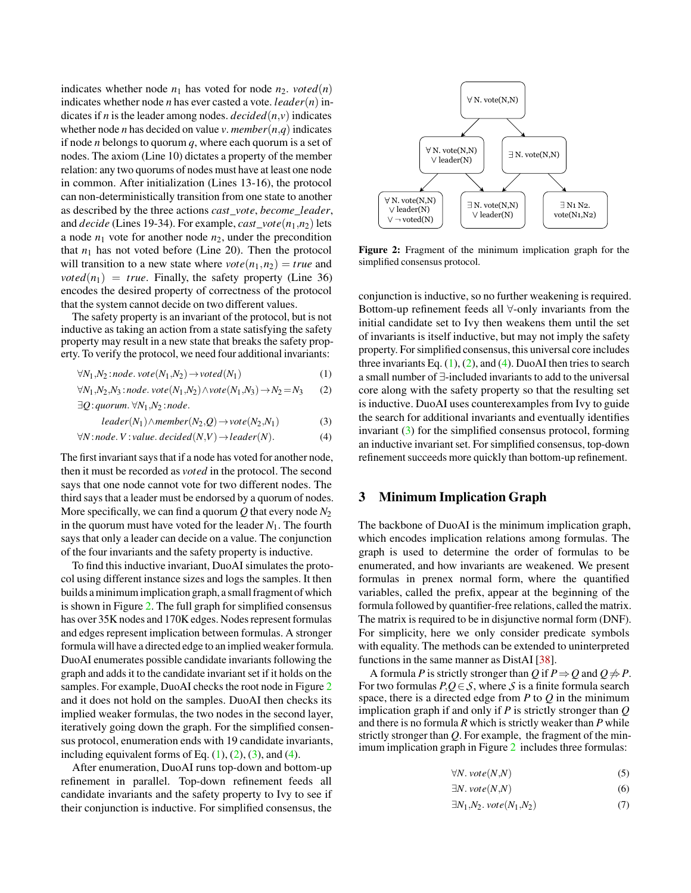indicates whether node $n_1$ has voted for node $n_2$. $voted(n)$ indicates whether node $n$ has ever casted a vote. $leader(n)$ indicates if $n$ is the leader among nodes. $decided(n,v)$ indicates whether node $n$ has decided on value $v$. $member(n,q)$ indicates if node $n$ belongs to quorum $q$, where each quorum is a set of nodes. The axiom (Line 10) dictates a property of the member relation: any two quorums of nodes must have at least one node in common. After initialization (Lines 13-16), the protocol can non-deterministically transition from one state to another as described by the three actions *cast_vote*, *become_leader*, and *decide* (Lines 19-34). For example, $cast\_vote(n_1,n_2)$ lets a node $n_1$ vote for another node $n_2$, under the precondition that $n_1$ has not voted before (Line 20). Then the protocol will transition to a new state where $vote(n_1,n_2) = true$ and $voted(n_1) = true$. Finally, the safety property (Line 36) encodes the desired property of correctness of the protocol that the system cannot decide on two different values.

The safety property is an invariant of the protocol, but is not inductive as taking an action from a state satisfying the safety property may result in a new state that breaks the safety property. To verify the protocol, we need four additional invariants:

$$\forall N_1,N_2 : node.\ vote(N_1,N_2) \rightarrow voted(N_1) \tag{1}$$

$$\forall N_1,N_2,N_3 : node.\ vote(N_1,N_2) \wedge vote(N_1,N_3) \rightarrow N_2 = N_3 \tag{2}$$

$$\exists Q : quorum.\ \forall N_1,N_2 : node.\ leader(N_1) \wedge member(N_2,Q) \rightarrow vote(N_2,N_1) \tag{3}$$

$$\forall N : node.\ V : value.\ decided(N,V) \rightarrow leader(N). \tag{4}$$

The first invariant says that if a node has voted for another node, then it must be recorded as *voted* in the protocol. The second says that one node cannot vote for two different nodes. The third says that a leader must be endorsed by a quorum of nodes. More specifically, we can find a quorum $Q$ that every node $N_2$ in the quorum must have voted for the leader $N_1$. The fourth says that only a leader can decide on a value. The conjunction of the four invariants and the safety property is inductive.

To find this inductive invariant, DuoAI simulates the protocol using different instance sizes and logs the samples. It then builds a minimum implication graph, a small fragment of which is shown in Figure 2. The full graph for simplified consensus has over 35K nodes and 170K edges. Nodes represent formulas and edges represent implication between formulas. A stronger formula will have a directed edge to an implied weaker formula. DuoAI enumerates possible candidate invariants following the graph and adds it to the candidate invariant set if it holds on the samples. For example, DuoAI checks the root node in Figure 2 and it does not hold on the samples. DuoAI then checks its implied weaker formulas, the two nodes in the second layer, iteratively going down the graph. For the simplified consensus protocol, enumeration ends with 19 candidate invariants, including equivalent forms of Eq. (1), (2), (3), and (4).

After enumeration, DuoAI runs top-down and bottom-up refinement in parallel. Top-down refinement feeds all candidate invariants and the safety property to Ivy to see if their conjunction is inductive. For simplified consensus, the conjunction is inductive, so no further weakening is required. Bottom-up refinement feeds all ∀-only invariants from the initial candidate set to Ivy then weakens them until the set of invariants is itself inductive, but may not imply the safety property. For simplified consensus, this universal core includes three invariants Eq. (1), (2), and (4). DuoAI then tries to search a small number of ∃-included invariants to add to the universal core along with the safety property so that the resulting set is inductive. DuoAI uses counterexamples from Ivy to guide the search for additional invariants and eventually identifies invariant (3) for the simplified consensus protocol, forming an inductive invariant set. For simplified consensus, top-down refinement succeeds more quickly than bottom-up refinement.

**Figure 2:** Fragment of the minimum implication graph for the simplified consensus protocol.

## 3 Minimum Implication Graph

The backbone of DuoAI is the minimum implication graph, which encodes implication relations among formulas. The graph is used to determine the order of formulas to be enumerated, and how invariants are weakened. We present formulas in prenex normal form, where the quantified variables, called the prefix, appear at the beginning of the formula followed by quantifier-free relations, called the matrix. The matrix is required to be in disjunctive normal form (DNF). For simplicity, here we only consider predicate symbols with equality. The methods can be extended to uninterpreted functions in the same manner as DistAI [38].

A formula $P$ is strictly stronger than $Q$ if $P \Rightarrow Q$ and $Q \not\Rightarrow P$. For two formulas $P,Q \in \mathcal{S}$, where $\mathcal{S}$ is a finite formula search space, there is a directed edge from $P$ to $Q$ in the minimum implication graph if and only if $P$ is strictly stronger than $Q$ and there is no formula $R$ which is strictly weaker than $P$ while strictly stronger than $Q$. For example, the fragment of the minimum implication graph in Figure 2 includes three formulas:

$$\forall N.\ vote(N,N) \tag{5}$$

$$\exists N.\ vote(N,N) \tag{6}$$

$$\exists N_1,N_2.\ vote(N_1,N_2) \tag{7}$$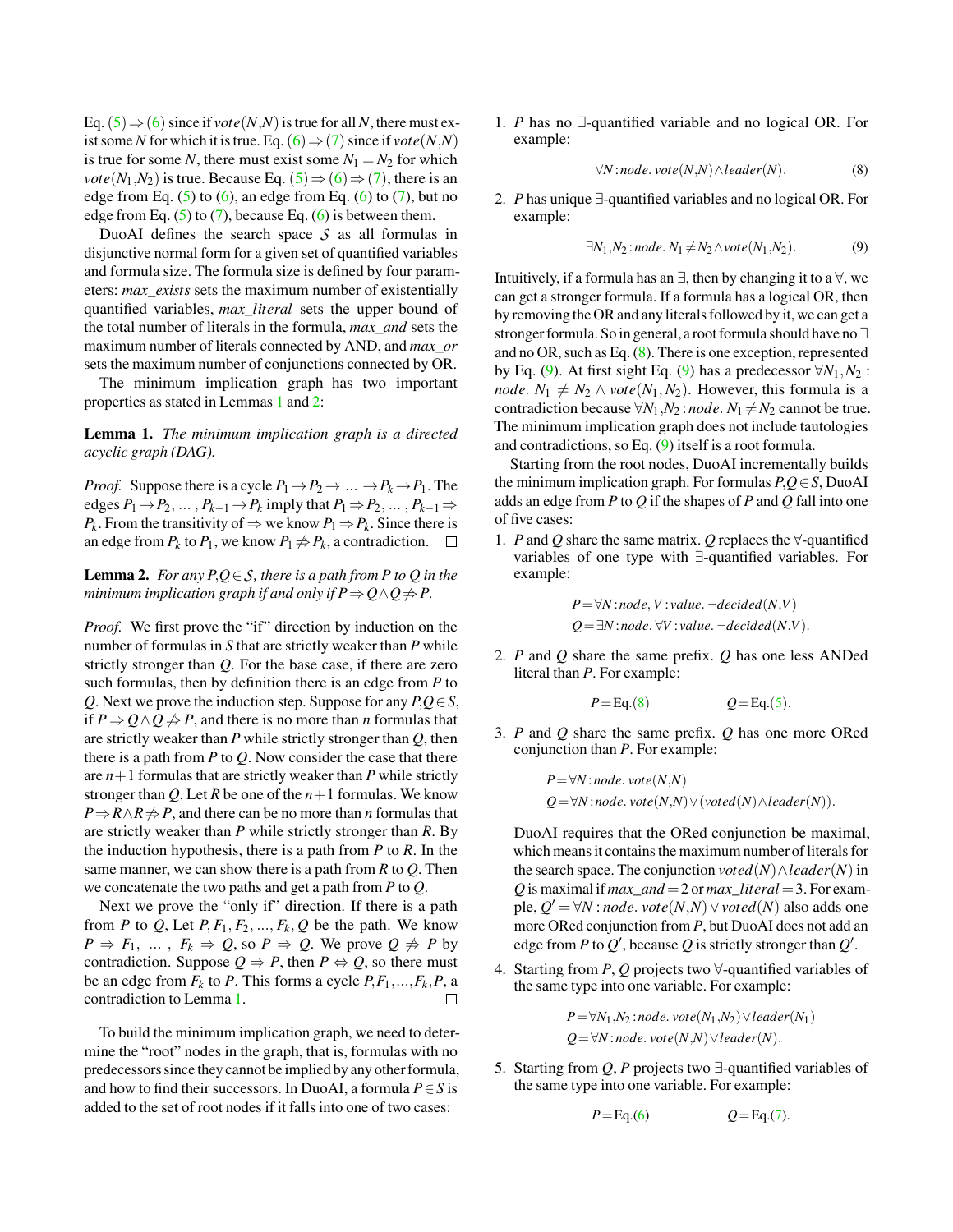Eq. (5) $\Rightarrow$ (6) since if $vote(N,N)$ is true for all $N$, there must exist some $N$ for which it is true. Eq. (6) $\Rightarrow$ (7) since if $vote(N,N)$ is true for some $N$, there must exist some $N_1 = N_2$ for which $vote(N_1,N_2)$ is true. Because Eq. (5) $\Rightarrow$ (6) $\Rightarrow$ (7), there is an edge from Eq. (5) to (6), an edge from Eq. (6) to (7), but no edge from Eq. (5) to (7), because Eq. (6) is between them.

DuoAI defines the search space $\mathcal{S}$ as all formulas in disjunctive normal form for a given set of quantified variables and formula size. The formula size is defined by four parameters: *max_exists* sets the maximum number of existentially quantified variables, *max_literal* sets the upper bound of the total number of literals in the formula, *max_and* sets the maximum number of literals connected by AND, and *max_or* sets the maximum number of conjunctions connected by OR.

The minimum implication graph has two important properties as stated in Lemmas 1 and 2:

**Lemma 1.** *The minimum implication graph is a directed acyclic graph (DAG).*

*Proof.* Suppose there is a cycle $P_1 \rightarrow P_2 \rightarrow \ldots \rightarrow P_k \rightarrow P_1$. The edges $P_1 \rightarrow P_2, \ldots, P_{k-1} \rightarrow P_k$ imply that $P_1 \Rightarrow P_2, \ldots, P_{k-1} \Rightarrow P_k$. From the transitivity of $\Rightarrow$ we know $P_1 \Rightarrow P_k$. Since there is an edge from $P_k$ to $P_1$, we know $P_1 \not\Rightarrow P_k$, a contradiction. □

**Lemma 2.** *For any $P,Q \in \mathcal{S}$, there is a path from $P$ to $Q$ in the minimum implication graph if and only if $P \Rightarrow Q \wedge Q \not\Rightarrow P$.*

*Proof.* We first prove the "if" direction by induction on the number of formulas in $S$ that are strictly weaker than $P$ while strictly stronger than $Q$. For the base case, if there are zero such formulas, then by definition there is an edge from $P$ to $Q$. Next we prove the induction step. Suppose for any $P,Q \in S$, if $P \Rightarrow Q \wedge Q \not\Rightarrow P$, and there is no more than $n$ formulas that are strictly weaker than $P$ while strictly stronger than $Q$, then there is a path from $P$ to $Q$. Now consider the case that there are $n+1$ formulas that are strictly weaker than $P$ while strictly stronger than $Q$. Let $R$ be one of the $n+1$ formulas. We know $P \Rightarrow R \wedge R \not\Rightarrow P$, and there can be no more than $n$ formulas that are strictly weaker than $P$ while strictly stronger than $R$. By the induction hypothesis, there is a path from $P$ to $R$. In the same manner, we can show there is a path from $R$ to $Q$. Then we concatenate the two paths and get a path from $P$ to $Q$.

Next we prove the "only if" direction. If there is a path from $P$ to $Q$, Let $P, F_1, F_2, \ldots, F_k, Q$ be the path. We know $P \Rightarrow F_1, \ldots, F_k \Rightarrow Q$, so $P \Rightarrow Q$. We prove $Q \not\Rightarrow P$ by contradiction. Suppose $Q \Rightarrow P$, then $P \Leftrightarrow Q$, so there must be an edge from $F_k$ to $P$. This forms a cycle $P, F_1, \ldots, F_k, P$, a contradiction to Lemma 1. □

To build the minimum implication graph, we need to determine the "root" nodes in the graph, that is, formulas with no predecessors since they cannot be implied by any other formula, and how to find their successors. In DuoAI, a formula $P \in S$ is added to the set of root nodes if it falls into one of two cases:

1. $P$ has no $\exists$-quantified variable and no logical OR. For example:
$$\forall N\!:\!node.\ vote(N,N) \wedge leader(N). \tag{8}$$
2. $P$ has unique $\exists$-quantified variables and no logical OR. For example:
$$\exists N_1,N_2\!:\!node.\ N_1 \neq N_2 \wedge vote(N_1,N_2). \tag{9}$$

Intuitively, if a formula has an $\exists$, then by changing it to a $\forall$, we can get a stronger formula. If a formula has a logical OR, then by removing the OR and any literals followed by it, we can get a stronger formula. So in general, a root formula should have no $\exists$ and no OR, such as Eq. (8). There is one exception, represented by Eq. (9). At first sight Eq. (9) has a predecessor $\forall N_1, N_2$ : $node.\ N_1 \neq N_2 \wedge vote(N_1,N_2)$. However, this formula is a contradiction because $\forall N_1,N_2\!:\!node.\ N_1 \neq N_2$ cannot be true. The minimum implication graph does not include tautologies and contradictions, so Eq. (9) itself is a root formula.

Starting from the root nodes, DuoAI incrementally builds the minimum implication graph. For formulas $P,Q \in S$, DuoAI adds an edge from $P$ to $Q$ if the shapes of $P$ and $Q$ fall into one of five cases:

1. $P$ and $Q$ share the same matrix. $Q$ replaces the $\forall$-quantified variables of one type with $\exists$-quantified variables. For example:
$$P = \forall N\!:\!node, V\!:\!value.\ \neg decided(N,V)$$
$$Q = \exists N\!:\!node.\ \forall V\!:\!value.\ \neg decided(N,V).$$
2. $P$ and $Q$ share the same prefix. $Q$ has one less ANDed literal than $P$. For example:
$$P = \text{Eq.}(8) \qquad Q = \text{Eq.}(5).$$
3. $P$ and $Q$ share the same prefix. $Q$ has one more ORed conjunction than $P$. For example:
$$P = \forall N\!:\!node.\ vote(N,N)$$
$$Q = \forall N\!:\!node.\ vote(N,N) \vee (voted(N) \wedge leader(N)).$$
DuoAI requires that the ORed conjunction be maximal, which means it contains the maximum number of literals for the search space. The conjunction $voted(N) \wedge leader(N)$ in $Q$ is maximal if $max\_and = 2$ or $max\_literal = 3$. For example, $Q' = \forall N : node.\ vote(N,N) \vee voted(N)$ also adds one more ORed conjunction from $P$, but DuoAI does not add an edge from $P$ to $Q'$, because $Q$ is strictly stronger than $Q'$.
4. Starting from $P$, $Q$ projects two $\forall$-quantified variables of the same type into one variable. For example:
$$P = \forall N_1,N_2\!:\!node.\ vote(N_1,N_2) \vee leader(N_1)$$
$$Q = \forall N\!:\!node.\ vote(N,N) \vee leader(N).$$
5. Starting from $Q$, $P$ projects two $\exists$-quantified variables of the same type into one variable. For example:
$$P = \text{Eq.}(6) \qquad Q = \text{Eq.}(7).$$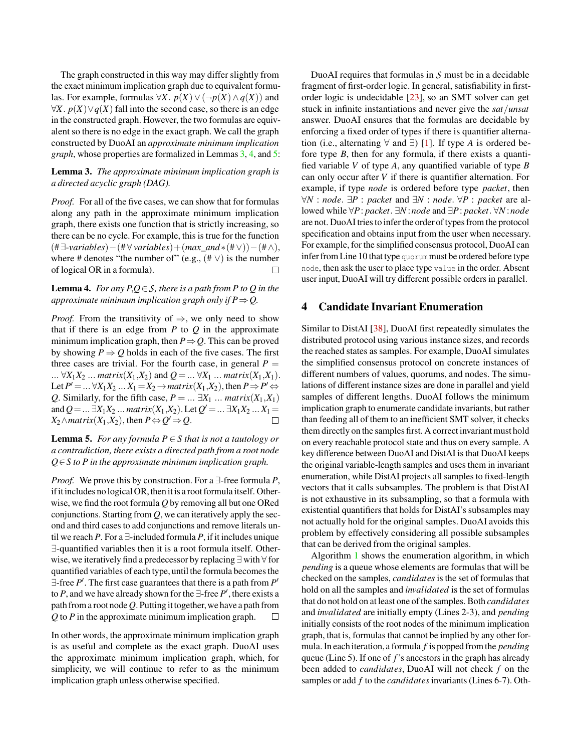The graph constructed in this way may differ slightly from the exact minimum implication graph due to equivalent formulas. For example, formulas $\forall X.\ p(X) \vee (\neg p(X) \wedge q(X))$ and $\forall X.\ p(X) \vee q(X)$ fall into the second case, so there is an edge in the constructed graph. However, the two formulas are equivalent so there is no edge in the exact graph. We call the graph constructed by DuoAI an *approximate minimum implication graph*, whose properties are formalized in Lemmas 3, 4, and 5:

**Lemma 3.** *The approximate minimum implication graph is a directed acyclic graph (DAG).*

*Proof.* For all of the five cases, we can show that for formulas along any path in the approximate minimum implication graph, there exists one function that is strictly increasing, so there can be no cycle. For example, this is true for the function $(\#\exists\text{-}variables) - (\#\forall\ variables) + (max\_and * (\#\vee)) - (\#\wedge)$, where # denotes "the number of" (e.g., $(\#\vee)$ is the number of logical OR in a formula). □

**Lemma 4.** *For any $P, Q \in \mathcal{S}$, there is a path from $P$ to $Q$ in the approximate minimum implication graph only if $P \Rightarrow Q$.*

*Proof.* From the transitivity of $\Rightarrow$, we only need to show that if there is an edge from $P$ to $Q$ in the approximate minimum implication graph, then $P \Rightarrow Q$. This can be proved by showing $P \Rightarrow Q$ holds in each of the five cases. The first three cases are trivial. For the fourth case, in general $P = \ldots \forall X_1 X_2 \ldots matrix(X_1, X_2)$ and $Q = \ldots \forall X_1 \ldots matrix(X_1, X_1)$. Let $P' = \ldots \forall X_1 X_2 \ldots X_1 = X_2 \rightarrow matrix(X_1, X_2)$, then $P \Rightarrow P' \Leftrightarrow Q$. Similarly, for the fifth case, $P = \ldots \exists X_1 \ldots matrix(X_1, X_1)$ and $Q = \ldots \exists X_1 X_2 \ldots matrix(X_1, X_2)$. Let $Q' = \ldots \exists X_1 X_2 \ldots X_1 = X_2 \wedge matrix(X_1, X_2)$, then $P \Leftrightarrow Q' \Rightarrow Q$. □

**Lemma 5.** *For any formula $P \in S$ that is not a tautology or a contradiction, there exists a directed path from a root node $Q \in S$ to $P$ in the approximate minimum implication graph.*

*Proof.* We prove this by construction. For a $\exists$-free formula $P$, if it includes no logical OR, then it is a root formula itself. Otherwise, we find the root formula $Q$ by removing all but one ORed conjunctions. Starting from $Q$, we can iteratively apply the second and third cases to add conjunctions and remove literals until we reach $P$. For a $\exists$-included formula $P$, if it includes unique $\exists$-quantified variables then it is a root formula itself. Otherwise, we iteratively find a predecessor by replacing $\exists$ with $\forall$ for quantified variables of each type, until the formula becomes the $\exists$-free $P'$. The first case guarantees that there is a path from $P'$ to $P$, and we have already shown for the $\exists$-free $P'$, there exists a path from a root node $Q$. Putting it together, we have a path from $Q$ to $P$ in the approximate minimum implication graph. □

In other words, the approximate minimum implication graph is as useful and complete as the exact graph. DuoAI uses the approximate minimum implication graph, which, for simplicity, we will continue to refer to as the minimum implication graph unless otherwise specified.

DuoAI requires that formulas in $\mathcal{S}$ must be in a decidable fragment of first-order logic. In general, satisfiability in first-order logic is undecidable [23], so an SMT solver can get stuck in infinite instantiations and never give the *sat*/*unsat* answer. DuoAI ensures that the formulas are decidable by enforcing a fixed order of types if there is quantifier alternation (i.e., alternating $\forall$ and $\exists$) [1]. If type $A$ is ordered before type $B$, then for any formula, if there exists a quantified variable $V$ of type $A$, any quantified variable of type $B$ can only occur after $V$ if there is quantifier alternation. For example, if type *node* is ordered before type *packet*, then $\forall N : node.\ \exists P : packet$ and $\exists N : node.\ \forall P : packet$ are allowed while $\forall P : packet.\ \exists N : node$ and $\exists P : packet.\ \forall N : node$ are not. DuoAI tries to infer the order of types from the protocol specification and obtains input from the user when necessary. For example, for the simplified consensus protocol, DuoAI can infer from Line 10 that type `quorum` must be ordered before type `node`, then ask the user to place type `value` in the order. Absent user input, DuoAI will try different possible orders in parallel.

## 4 Candidate Invariant Enumeration

Similar to DistAI [38], DuoAI first repeatedly simulates the distributed protocol using various instance sizes, and records the reached states as samples. For example, DuoAI simulates the simplified consensus protocol on concrete instances of different numbers of values, quorums, and nodes. The simulations of different instance sizes are done in parallel and yield samples of different lengths. DuoAI follows the minimum implication graph to enumerate candidate invariants, but rather than feeding all of them to an inefficient SMT solver, it checks them directly on the samples first. A correct invariant must hold on every reachable protocol state and thus on every sample. A key difference between DuoAI and DistAI is that DuoAI keeps the original variable-length samples and uses them in invariant enumeration, while DistAI projects all samples to fixed-length vectors that it calls subsamples. The problem is that DistAI is not exhaustive in its subsampling, so that a formula with existential quantifiers that holds for DistAI's subsamples may not actually hold for the original samples. DuoAI avoids this problem by effectively considering all possible subsamples that can be derived from the original samples.

Algorithm 1 shows the enumeration algorithm, in which *pending* is a queue whose elements are formulas that will be checked on the samples, *candidates* is the set of formulas that hold on all the samples and *invalidated* is the set of formulas that do not hold on at least one of the samples. Both *candidates* and *invalidated* are initially empty (Lines 2-3), and *pending* initially consists of the root nodes of the minimum implication graph, that is, formulas that cannot be implied by any other formula. In each iteration, a formula $f$ is popped from the *pending* queue (Line 5). If one of $f$'s ancestors in the graph has already been added to *candidates*, DuoAI will not check $f$ on the samples or add $f$ to the *candidates* invariants (Lines 6-7). Oth-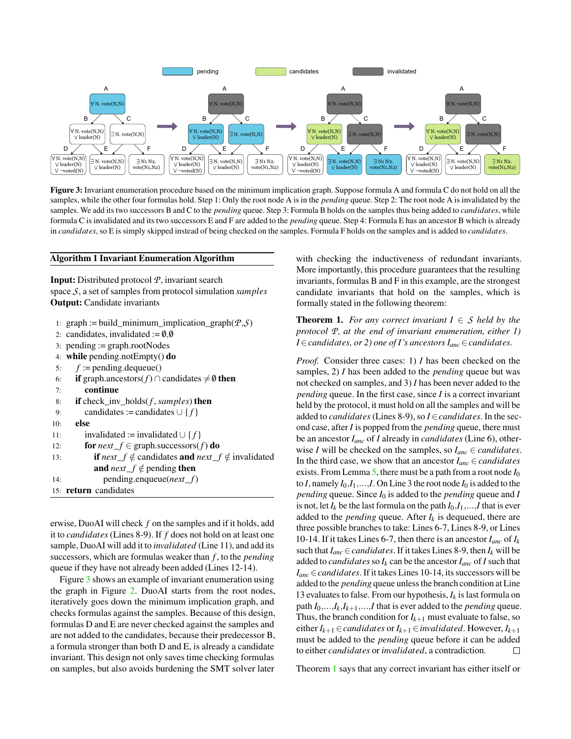Figure 3: Invariant enumeration procedure based on the minimum implication graph. Suppose formula A and formula C do not hold on all the samples, while the other four formulas hold. Step 1: Only the root node A is in the *pending* queue. Step 2: The root node A is invalidated by the samples. We add its two successors B and C to the *pending* queue. Step 3: Formula B holds on the samples thus being added to *candidates*, while formula C is invalidated and its two successors E and F are added to the *pending* queue. Step 4: Formula E has an ancestor B which is already in *candidates*, so E is simply skipped instead of being checked on the samples. Formula F holds on the samples and is added to *candidates*.

**Algorithm 1 Invariant Enumeration Algorithm**

**Input:** Distributed protocol $\mathcal{P}$, invariant search space $\mathcal{S}$, a set of samples from protocol simulation *samples*
**Output:** Candidate invariants

```
1:  graph := build_minimum_implication_graph(P,S)
2:  candidates, invalidated := ∅,∅
3:  pending := graph.rootNodes
4:  while pending.notEmpty() do
5:      f := pending.dequeue()
6:      if graph.ancestors(f) ∩ candidates ≠ ∅ then
7:          continue
8:      if check_inv_holds(f, samples) then
9:          candidates := candidates ∪ {f}
10:     else
11:         invalidated := invalidated ∪ {f}
12:         for next_f ∈ graph.successors(f) do
13:             if next_f ∉ candidates and next_f ∉ invalidated
                and next_f ∉ pending then
14:                 pending.enqueue(next_f)
15: return candidates
```

erwise, DuoAI will check $f$ on the samples and if it holds, add it to *candidates* (Lines 8-9). If $f$ does not hold on at least one sample, DuoAI will add it to *invalidated* (Line 11), and add its successors, which are formulas weaker than $f$, to the *pending* queue if they have not already been added (Lines 12-14).

Figure 3 shows an example of invariant enumeration using the graph in Figure 2. DuoAI starts from the root nodes, iteratively goes down the minimum implication graph, and checks formulas against the samples. Because of this design, formulas D and E are never checked against the samples and are not added to the candidates, because their predecessor B, a formula stronger than both D and E, is already a candidate invariant. This design not only saves time checking formulas on samples, but also avoids burdening the SMT solver later with checking the inductiveness of redundant invariants. More importantly, this procedure guarantees that the resulting invariants, formulas B and F in this example, are the strongest candidate invariants that hold on the samples, which is formally stated in the following theorem:

**Theorem 1.** *For any correct invariant $I \in \mathcal{S}$ held by the protocol $\mathcal{P}$, at the end of invariant enumeration, either 1) $I \in candidates$, or 2) one of I's ancestors $I_{anc} \in candidates$.*

*Proof.* Consider three cases: 1) $I$ has been checked on the samples, 2) $I$ has been added to the *pending* queue but was not checked on samples, and 3) $I$ has been never added to the *pending* queue. In the first case, since $I$ is a correct invariant held by the protocol, it must hold on all the samples and will be added to *candidates* (Lines 8-9), so $I \in candidates$. In the second case, after $I$ is popped from the *pending* queue, there must be an ancestor $I_{anc}$ of $I$ already in *candidates* (Line 6), otherwise $I$ will be checked on the samples, so $I_{anc} \in candidates$. In the third case, we show that an ancestor $I_{anc} \in candidates$ exists. From Lemma 5, there must be a path from a root node $I_0$ to $I$, namely $I_0, I_1, \ldots, I$. On Line 3 the root node $I_0$ is added to the *pending* queue. Since $I_0$ is added to the *pending* queue and $I$ is not, let $I_k$ be the last formula on the path $I_0, I_1, \ldots, I$ that is ever added to the *pending* queue. After $I_k$ is dequeued, there are three possible branches to take: Lines 6-7, Lines 8-9, or Lines 10-14. If it takes Lines 6-7, then there is an ancestor $I_{anc}$ of $I_k$ such that $I_{anc} \in candidates$. If it takes Lines 8-9, then $I_k$ will be added to *candidates* so $I_k$ can be the ancestor $I_{anc}$ of $I$ such that $I_{anc} \in candidates$. If it takes Lines 10-14, its successors will be added to the *pending* queue unless the branch condition at Line 13 evaluates to false. From our hypothesis, $I_k$ is last formula on path $I_0, \ldots, I_k, I_{k+1}, \ldots, I$ that is ever added to the *pending* queue. Thus, the branch condition for $I_{k+1}$ must evaluate to false, so either $I_{k+1} \in candidates$ or $I_{k+1} \in invalidated$. However, $I_{k+1}$ must be added to the *pending* queue before it can be added to either *candidates* or *invalidated*, a contradiction. □

Theorem 1 says that any correct invariant has either itself or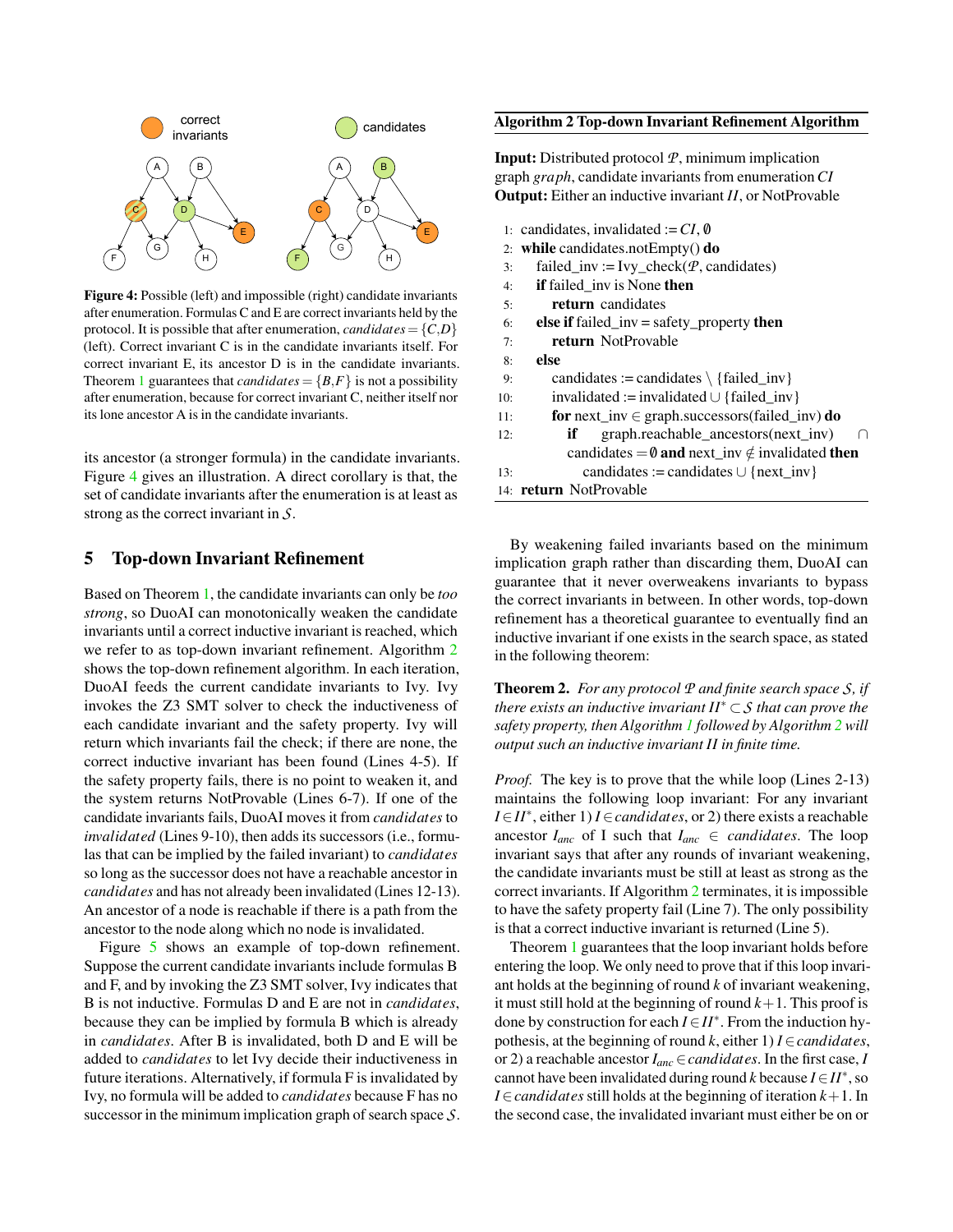correct invariants　　candidates

**Figure 4:** Possible (left) and impossible (right) candidate invariants after enumeration. Formulas C and E are correct invariants held by the protocol. It is possible that after enumeration, *candidates* $= \{C, D\}$ (left). Correct invariant C is in the candidate invariants itself. For correct invariant E, its ancestor D is in the candidate invariants. Theorem 1 guarantees that *candidates* $= \{B, F\}$ is not a possibility after enumeration, because for correct invariant C, neither itself nor its lone ancestor A is in the candidate invariants.

its ancestor (a stronger formula) in the candidate invariants. Figure 4 gives an illustration. A direct corollary is that, the set of candidate invariants after the enumeration is at least as strong as the correct invariant in $\mathcal{S}$.

## 5 Top-down Invariant Refinement

Based on Theorem 1, the candidate invariants can only be *too strong*, so DuoAI can monotonically weaken the candidate invariants until a correct inductive invariant is reached, which we refer to as top-down invariant refinement. Algorithm 2 shows the top-down refinement algorithm. In each iteration, DuoAI feeds the current candidate invariants to Ivy. Ivy invokes the Z3 SMT solver to check the inductiveness of each candidate invariant and the safety property. Ivy will return which invariants fail the check; if there are none, the correct inductive invariant has been found (Lines 4-5). If the safety property fails, there is no point to weaken it, and the system returns NotProvable (Lines 6-7). If one of the candidate invariants fails, DuoAI moves it from *candidates* to *invalidated* (Lines 9-10), then adds its successors (i.e., formulas that can be implied by the failed invariant) to *candidates* so long as the successor does not have a reachable ancestor in *candidates* and has not already been invalidated (Lines 12-13). An ancestor of a node is reachable if there is a path from the ancestor to the node along which no node is invalidated.

Figure 5 shows an example of top-down refinement. Suppose the current candidate invariants include formulas B and F, and by invoking the Z3 SMT solver, Ivy indicates that B is not inductive. Formulas D and E are not in *candidates*, because they can be implied by formula B which is already in *candidates*. After B is invalidated, both D and E will be added to *candidates* to let Ivy decide their inductiveness in future iterations. Alternatively, if formula F is invalidated by Ivy, no formula will be added to *candidates* because F has no successor in the minimum implication graph of search space $\mathcal{S}$.

**Algorithm 2** Top-down Invariant Refinement Algorithm

**Input:** Distributed protocol $\mathcal{P}$, minimum implication graph *graph*, candidate invariants from enumeration *CI*
**Output:** Either an inductive invariant *II*, or NotProvable

```
1:  candidates, invalidated := CI, ∅
2:  while candidates.notEmpty() do
3:      failed_inv := Ivy_check(P, candidates)
4:      if failed_inv is None then
5:          return candidates
6:      else if failed_inv = safety_property then
7:          return NotProvable
8:      else
9:          candidates := candidates \ {failed_inv}
10:         invalidated := invalidated ∪ {failed_inv}
11:         for next_inv ∈ graph.successors(failed_inv) do
12:             if graph.reachable_ancestors(next_inv) ∩
                candidates = ∅ and next_inv ∉ invalidated then
13:                 candidates := candidates ∪ {next_inv}
14: return NotProvable
```

By weakening failed invariants based on the minimum implication graph rather than discarding them, DuoAI can guarantee that it never overweakens invariants to bypass the correct invariants in between. In other words, top-down refinement has a theoretical guarantee to eventually find an inductive invariant if one exists in the search space, as stated in the following theorem:

**Theorem 2.** *For any protocol $\mathcal{P}$ and finite search space $\mathcal{S}$, if there exists an inductive invariant $II^* \subset \mathcal{S}$ that can prove the safety property, then Algorithm 1 followed by Algorithm 2 will output such an inductive invariant II in finite time.*

*Proof.* The key is to prove that the while loop (Lines 2-13) maintains the following loop invariant: For any invariant $I \in II^*$, either 1) $I \in candidates$, or 2) there exists a reachable ancestor $I_{anc}$ of I such that $I_{anc} \in candidates$. The loop invariant says that after any rounds of invariant weakening, the candidate invariants must be still at least as strong as the correct invariants. If Algorithm 2 terminates, it is impossible to have the safety property fail (Line 7). The only possibility is that a correct inductive invariant is returned (Line 5).

Theorem 1 guarantees that the loop invariant holds before entering the loop. We only need to prove that if this loop invariant holds at the beginning of round $k$ of invariant weakening, it must still hold at the beginning of round $k+1$. This proof is done by construction for each $I \in II^*$. From the induction hypothesis, at the beginning of round $k$, either 1) $I \in candidates$, or 2) a reachable ancestor $I_{anc} \in candidates$. In the first case, $I$ cannot have been invalidated during round $k$ because $I \in II^*$, so $I \in candidates$ still holds at the beginning of iteration $k+1$. In the second case, the invalidated invariant must either be on or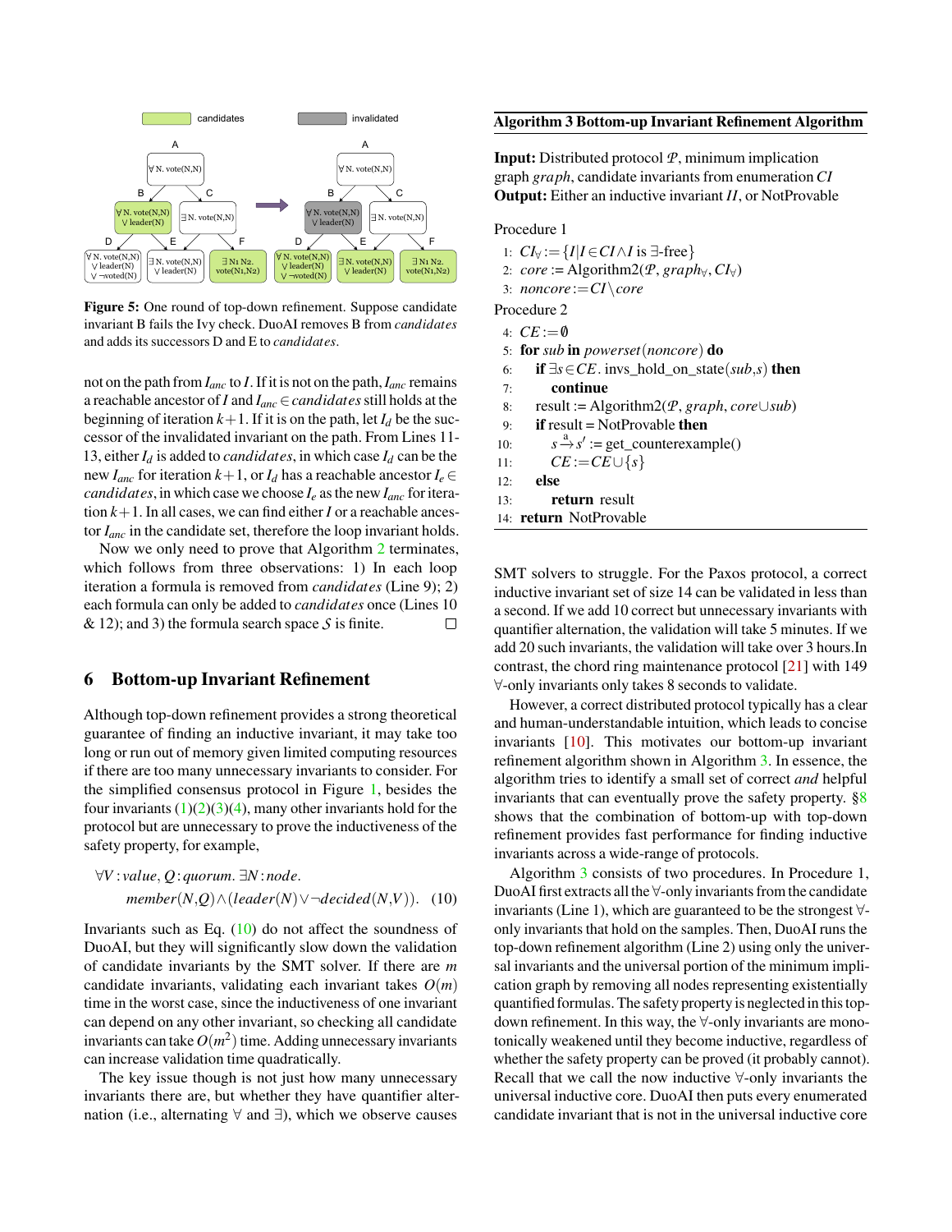**Figure 5:** One round of top-down refinement. Suppose candidate invariant B fails the Ivy check. DuoAI removes B from *candidates* and adds its successors D and E to *candidates*.

not on the path from $I_{anc}$ to $I$. If it is not on the path, $I_{anc}$ remains a reachable ancestor of $I$ and $I_{anc} \in candidates$ still holds at the beginning of iteration $k+1$. If it is on the path, let $I_d$ be the successor of the invalidated invariant on the path. From Lines 11-13, either $I_d$ is added to *candidates*, in which case $I_d$ can be the new $I_{anc}$ for iteration $k+1$, or $I_d$ has a reachable ancestor $I_e \in candidates$, in which case we choose $I_e$ as the new $I_{anc}$ for iteration $k+1$. In all cases, we can find either $I$ or a reachable ancestor $I_{anc}$ in the candidate set, therefore the loop invariant holds.

Now we only need to prove that Algorithm 2 terminates, which follows from three observations: 1) In each loop iteration a formula is removed from *candidates* (Line 9); 2) each formula can only be added to *candidates* once (Lines 10 & 12); and 3) the formula search space $\mathcal{S}$ is finite. □

## 6 Bottom-up Invariant Refinement

Although top-down refinement provides a strong theoretical guarantee of finding an inductive invariant, it may take too long or run out of memory given limited computing resources if there are too many unnecessary invariants to consider. For the simplified consensus protocol in Figure 1, besides the four invariants (1)(2)(3)(4), many other invariants hold for the protocol but are unnecessary to prove the inductiveness of the safety property, for example,

$$\forall V:value, Q:quorum.\ \exists N:node.\ member(N,Q) \wedge (leader(N) \vee \neg decided(N,V)). \quad (10)$$

Invariants such as Eq. (10) do not affect the soundness of DuoAI, but they will significantly slow down the validation of candidate invariants by the SMT solver. If there are $m$ candidate invariants, validating each invariant takes $O(m)$ time in the worst case, since the inductiveness of one invariant can depend on any other invariant, so checking all candidate invariants can take $O(m^2)$ time. Adding unnecessary invariants can increase validation time quadratically.

The key issue though is not just how many unnecessary invariants there are, but whether they have quantifier alternation (i.e., alternating $\forall$ and $\exists$), which we observe causes

**Algorithm 3** Bottom-up Invariant Refinement Algorithm

**Input:** Distributed protocol $\mathcal{P}$, minimum implication graph *graph*, candidate invariants from enumeration $CI$
**Output:** Either an inductive invariant $II$, or NotProvable

Procedure 1
1: $CI_{\forall} := \{I \mid I \in CI \wedge I$ is $\exists$-free$\}$
2: $core :=$ Algorithm2($\mathcal{P}$, $graph_{\forall}$, $CI_{\forall}$)
3: $noncore := CI \setminus core$

Procedure 2
4: $CE := \emptyset$
5: **for** $sub$ **in** $powerset(noncore)$ **do**
6: &nbsp;&nbsp;&nbsp;&nbsp;**if** $\exists s \in CE$. invs_hold_on_state($sub$,$s$) **then**
7: &nbsp;&nbsp;&nbsp;&nbsp;&nbsp;&nbsp;&nbsp;&nbsp;**continue**
8: &nbsp;&nbsp;&nbsp;&nbsp;result := Algorithm2($\mathcal{P}$, *graph*, $core \cup sub$)
9: &nbsp;&nbsp;&nbsp;&nbsp;**if** result = NotProvable **then**
10: &nbsp;&nbsp;&nbsp;&nbsp;&nbsp;&nbsp;&nbsp;&nbsp;$s \xrightarrow{a} s'$ := get_counterexample()
11: &nbsp;&nbsp;&nbsp;&nbsp;&nbsp;&nbsp;&nbsp;&nbsp;$CE := CE \cup \{s\}$
12: &nbsp;&nbsp;&nbsp;&nbsp;**else**
13: &nbsp;&nbsp;&nbsp;&nbsp;&nbsp;&nbsp;&nbsp;&nbsp;**return** result
14: **return** NotProvable

SMT solvers to struggle. For the Paxos protocol, a correct inductive invariant set of size 14 can be validated in less than a second. If we add 10 correct but unnecessary invariants with quantifier alternation, the validation will take 5 minutes. If we add 20 such invariants, the validation will take over 3 hours.In contrast, the chord ring maintenance protocol [21] with 149 $\forall$-only invariants only takes 8 seconds to validate.

However, a correct distributed protocol typically has a clear and human-understandable intuition, which leads to concise invariants [10]. This motivates our bottom-up invariant refinement algorithm shown in Algorithm 3. In essence, the algorithm tries to identify a small set of correct *and* helpful invariants that can eventually prove the safety property. §8 shows that the combination of bottom-up with top-down refinement provides fast performance for finding inductive invariants across a wide-range of protocols.

Algorithm 3 consists of two procedures. In Procedure 1, DuoAI first extracts all the $\forall$-only invariants from the candidate invariants (Line 1), which are guaranteed to be the strongest $\forall$-only invariants that hold on the samples. Then, DuoAI runs the top-down refinement algorithm (Line 2) using only the universal invariants and the universal portion of the minimum implication graph by removing all nodes representing existentially quantified formulas. The safety property is neglected in this top-down refinement. In this way, the $\forall$-only invariants are monotonically weakened until they become inductive, regardless of whether the safety property can be proved (it probably cannot). Recall that we call the now inductive $\forall$-only invariants the universal inductive core. DuoAI then puts every enumerated candidate invariant that is not in the universal inductive core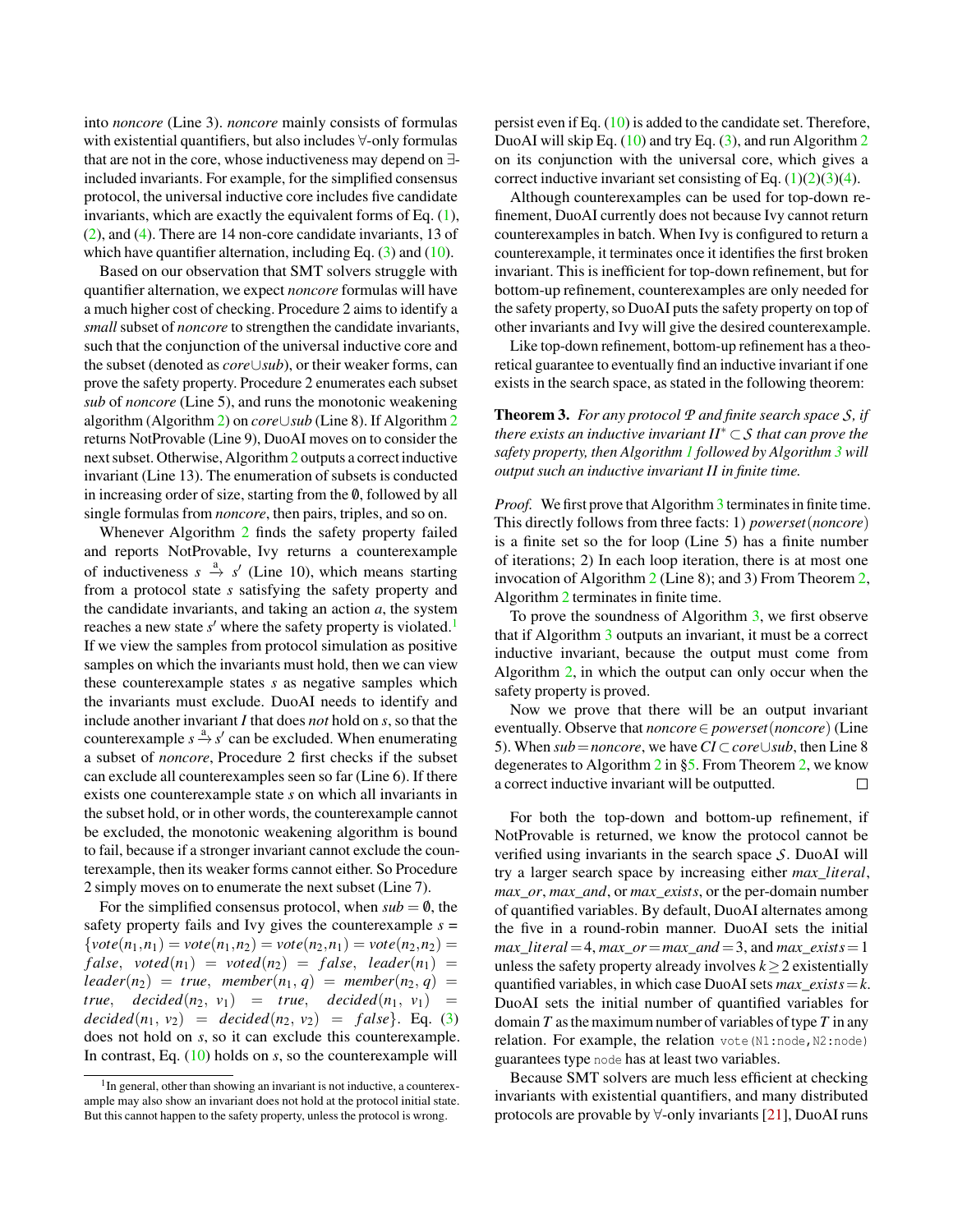into *noncore* (Line 3). *noncore* mainly consists of formulas with existential quantifiers, but also includes ∀-only formulas that are not in the core, whose inductiveness may depend on ∃-included invariants. For example, for the simplified consensus protocol, the universal inductive core includes five candidate invariants, which are exactly the equivalent forms of Eq. (1), (2), and (4). There are 14 non-core candidate invariants, 13 of which have quantifier alternation, including Eq. (3) and (10).

Based on our observation that SMT solvers struggle with quantifier alternation, we expect *noncore* formulas will have a much higher cost of checking. Procedure 2 aims to identify a *small* subset of *noncore* to strengthen the candidate invariants, such that the conjunction of the universal inductive core and the subset (denoted as *core*∪*sub*), or their weaker forms, can prove the safety property. Procedure 2 enumerates each subset *sub* of *noncore* (Line 5), and runs the monotonic weakening algorithm (Algorithm 2) on *core*∪*sub* (Line 8). If Algorithm 2 returns NotProvable (Line 9), DuoAI moves on to consider the next subset. Otherwise, Algorithm 2 outputs a correct inductive invariant (Line 13). The enumeration of subsets is conducted in increasing order of size, starting from the ∅, followed by all single formulas from *noncore*, then pairs, triples, and so on.

Whenever Algorithm 2 finds the safety property failed and reports NotProvable, Ivy returns a counterexample of inductiveness $s \xrightarrow{a} s'$ (Line 10), which means starting from a protocol state $s$ satisfying the safety property and the candidate invariants, and taking an action $a$, the system reaches a new state $s'$ where the safety property is violated.[1] If we view the samples from protocol simulation as positive samples on which the invariants must hold, then we can view these counterexample states $s$ as negative samples which the invariants must exclude. DuoAI needs to identify and include another invariant $I$ that does *not* hold on $s$, so that the counterexample $s \xrightarrow{a} s'$ can be excluded. When enumerating a subset of *noncore*, Procedure 2 first checks if the subset can exclude all counterexamples seen so far (Line 6). If there exists one counterexample state $s$ on which all invariants in the subset hold, or in other words, the counterexample cannot be excluded, the monotonic weakening algorithm is bound to fail, because if a stronger invariant cannot exclude the counterexample, then its weaker forms cannot either. So Procedure 2 simply moves on to enumerate the next subset (Line 7).

For the simplified consensus protocol, when $sub = \emptyset$, the safety property fails and Ivy gives the counterexample $s = \{vote(n_1,n_1) = vote(n_1,n_2) = vote(n_2,n_1) = vote(n_2,n_2) = false,\ voted(n_1) = voted(n_2) = false,\ leader(n_1) = leader(n_2) = true,\ member(n_1, q) = member(n_2, q) = true,\ decided(n_2, v_1) = true,\ decided(n_1, v_1) = decided(n_1, v_2) = decided(n_2, v_2) = false\}$. Eq. (3) does not hold on $s$, so it can exclude this counterexample. In contrast, Eq. (10) holds on $s$, so the counterexample will persist even if Eq. (10) is added to the candidate set. Therefore, DuoAI will skip Eq. (10) and try Eq. (3), and run Algorithm 2 on its conjunction with the universal core, which gives a correct inductive invariant set consisting of Eq. (1)(2)(3)(4).

Although counterexamples can be used for top-down refinement, DuoAI currently does not because Ivy cannot return counterexamples in batch. When Ivy is configured to return a counterexample, it terminates once it identifies the first broken invariant. This is inefficient for top-down refinement, but for bottom-up refinement, counterexamples are only needed for the safety property, so DuoAI puts the safety property on top of other invariants and Ivy will give the desired counterexample.

Like top-down refinement, bottom-up refinement has a theoretical guarantee to eventually find an inductive invariant if one exists in the search space, as stated in the following theorem:

**Theorem 3.** *For any protocol $\mathcal{P}$ and finite search space $\mathcal{S}$, if there exists an inductive invariant $II^* \subset \mathcal{S}$ that can prove the safety property, then Algorithm 1 followed by Algorithm 3 will output such an inductive invariant $II$ in finite time.*

*Proof.* We first prove that Algorithm 3 terminates in finite time. This directly follows from three facts: 1) $powerset(noncore)$ is a finite set so the for loop (Line 5) has a finite number of iterations; 2) In each loop iteration, there is at most one invocation of Algorithm 2 (Line 8); and 3) From Theorem 2, Algorithm 2 terminates in finite time.

To prove the soundness of Algorithm 3, we first observe that if Algorithm 3 outputs an invariant, it must be a correct inductive invariant, because the output must come from Algorithm 2, in which the output can only occur when the safety property is proved.

Now we prove that there will be an output invariant eventually. Observe that $noncore \in powerset(noncore)$ (Line 5). When $sub = noncore$, we have $CI \subset core \cup sub$, then Line 8 degenerates to Algorithm 2 in §5. From Theorem 2, we know a correct inductive invariant will be outputted. □

For both the top-down and bottom-up refinement, if NotProvable is returned, we know the protocol cannot be verified using invariants in the search space $\mathcal{S}$. DuoAI will try a larger search space by increasing either *max_literal*, *max_or*, *max_and*, or *max_exists*, or the per-domain number of quantified variables. By default, DuoAI alternates among the five in a round-robin manner. DuoAI sets the initial $max\_literal = 4$, $max\_or = max\_and = 3$, and $max\_exists = 1$ unless the safety property already involves $k \geq 2$ existentially quantified variables, in which case DuoAI sets $max\_exists = k$. DuoAI sets the initial number of quantified variables for domain $T$ as the maximum number of variables of type $T$ in any relation. For example, the relation `vote(N1:node,N2:node)` guarantees type `node` has at least two variables.

Because SMT solvers are much less efficient at checking invariants with existential quantifiers, and many distributed protocols are provable by ∀-only invariants [21], DuoAI runs

[1] In general, other than showing an invariant is not inductive, a counterexample may also show an invariant does not hold at the protocol initial state. But this cannot happen to the safety property, unless the protocol is wrong.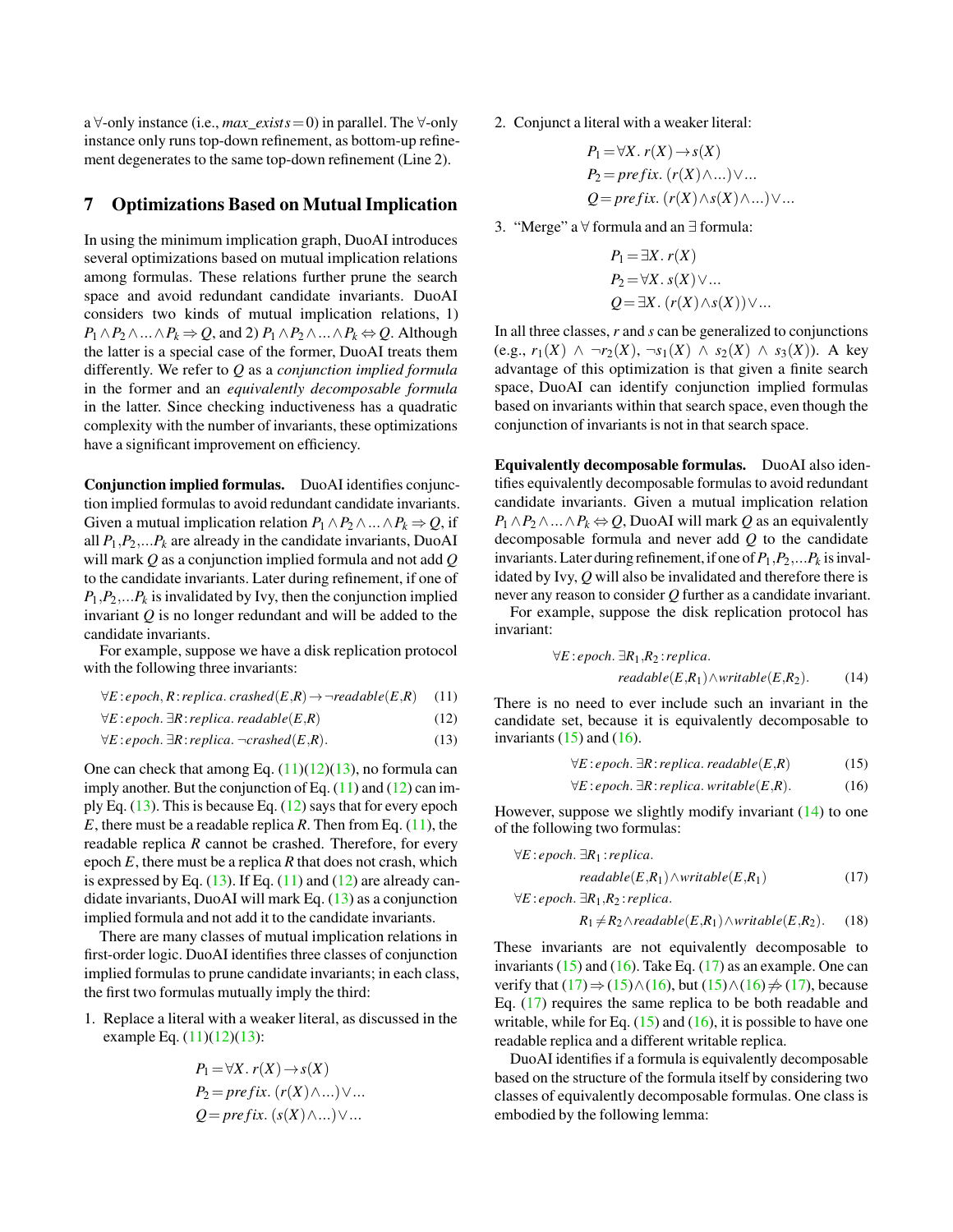a ∀-only instance (i.e., $max\_exists = 0$) in parallel. The ∀-only instance only runs top-down refinement, as bottom-up refinement degenerates to the same top-down refinement (Line 2).

## 7 Optimizations Based on Mutual Implication

In using the minimum implication graph, DuoAI introduces several optimizations based on mutual implication relations among formulas. These relations further prune the search space and avoid redundant candidate invariants. DuoAI considers two kinds of mutual implication relations, 1) $P_1 \wedge P_2 \wedge ... \wedge P_k \Rightarrow Q$, and 2) $P_1 \wedge P_2 \wedge ... \wedge P_k \Leftrightarrow Q$. Although the latter is a special case of the former, DuoAI treats them differently. We refer to $Q$ as a *conjunction implied formula* in the former and an *equivalently decomposable formula* in the latter. Since checking inductiveness has a quadratic complexity with the number of invariants, these optimizations have a significant improvement on efficiency.

**Conjunction implied formulas.** DuoAI identifies conjunction implied formulas to avoid redundant candidate invariants. Given a mutual implication relation $P_1 \wedge P_2 \wedge ... \wedge P_k \Rightarrow Q$, if all $P_1, P_2, ... P_k$ are already in the candidate invariants, DuoAI will mark $Q$ as a conjunction implied formula and not add $Q$ to the candidate invariants. Later during refinement, if one of $P_1, P_2, ... P_k$ is invalidated by Ivy, then the conjunction implied invariant $Q$ is no longer redundant and will be added to the candidate invariants.

For example, suppose we have a disk replication protocol with the following three invariants:

$$\forall E\!:\!epoch, R\!:\!replica.\ crashed(E,R) \rightarrow \neg readable(E,R) \tag{11}$$

$$\forall E\!:\!epoch.\ \exists R\!:\!replica.\ readable(E,R) \tag{12}$$

$$\forall E\!:\!epoch.\ \exists R\!:\!replica.\ \neg crashed(E,R). \tag{13}$$

One can check that among Eq. (11)(12)(13), no formula can imply another. But the conjunction of Eq. (11) and (12) can imply Eq. (13). This is because Eq. (12) says that for every epoch $E$, there must be a readable replica $R$. Then from Eq. (11), the readable replica $R$ cannot be crashed. Therefore, for every epoch $E$, there must be a replica $R$ that does not crash, which is expressed by Eq. (13). If Eq. (11) and (12) are already candidate invariants, DuoAI will mark Eq. (13) as a conjunction implied formula and not add it to the candidate invariants.

There are many classes of mutual implication relations in first-order logic. DuoAI identifies three classes of conjunction implied formulas to prune candidate invariants; in each class, the first two formulas mutually imply the third:

1. Replace a literal with a weaker literal, as discussed in the example Eq. (11)(12)(13):

$$P_1 = \forall X.\ r(X) \rightarrow s(X)$$
$$P_2 = prefix.\ (r(X) \wedge ...) \vee ...$$
$$Q = prefix.\ (s(X) \wedge ...) \vee ...$$

2. Conjunct a literal with a weaker literal:

$$P_1 = \forall X.\ r(X) \rightarrow s(X)$$
$$P_2 = prefix.\ (r(X) \wedge ...) \vee ...$$
$$Q = prefix.\ (r(X) \wedge s(X) \wedge ...) \vee ...$$

3. "Merge" a ∀ formula and an ∃ formula:

$$P_1 = \exists X.\ r(X)$$
$$P_2 = \forall X.\ s(X) \vee ...$$
$$Q = \exists X.\ (r(X) \wedge s(X)) \vee ...$$

In all three classes, $r$ and $s$ can be generalized to conjunctions (e.g., $r_1(X) \wedge \neg r_2(X)$, $\neg s_1(X) \wedge s_2(X) \wedge s_3(X)$). A key advantage of this optimization is that given a finite search space, DuoAI can identify conjunction implied formulas based on invariants within that search space, even though the conjunction of invariants is not in that search space.

**Equivalently decomposable formulas.** DuoAI also identifies equivalently decomposable formulas to avoid redundant candidate invariants. Given a mutual implication relation $P_1 \wedge P_2 \wedge ... \wedge P_k \Leftrightarrow Q$, DuoAI will mark $Q$ as an equivalently decomposable formula and never add $Q$ to the candidate invariants. Later during refinement, if one of $P_1, P_2, ... P_k$ is invalidated by Ivy, $Q$ will also be invalidated and therefore there is never any reason to consider $Q$ further as a candidate invariant.

For example, suppose the disk replication protocol has invariant:

$$\forall E\!:\!epoch.\ \exists R_1, R_2\!:\!replica.$$
$$readable(E,R_1) \wedge writable(E,R_2). \tag{14}$$

There is no need to ever include such an invariant in the candidate set, because it is equivalently decomposable to invariants (15) and (16).

$$\forall E\!:\!epoch.\ \exists R\!:\!replica.\ readable(E,R) \tag{15}$$

$$\forall E\!:\!epoch.\ \exists R\!:\!replica.\ writable(E,R). \tag{16}$$

However, suppose we slightly modify invariant (14) to one of the following two formulas:

$$\forall E\!:\!epoch.\ \exists R_1\!:\!replica.$$
$$readable(E,R_1) \wedge writable(E,R_1) \tag{17}$$

$$\forall E\!:\!epoch.\ \exists R_1, R_2\!:\!replica.$$
$$R_1 \neq R_2 \wedge readable(E,R_1) \wedge writable(E,R_2). \tag{18}$$

These invariants are not equivalently decomposable to invariants (15) and (16). Take Eq. (17) as an example. One can verify that (17) $\Rightarrow$ (15) $\wedge$ (16), but (15) $\wedge$ (16) $\not\Rightarrow$ (17), because Eq. (17) requires the same replica to be both readable and writable, while for Eq. (15) and (16), it is possible to have one readable replica and a different writable replica.

DuoAI identifies if a formula is equivalently decomposable based on the structure of the formula itself by considering two classes of equivalently decomposable formulas. One class is embodied by the following lemma: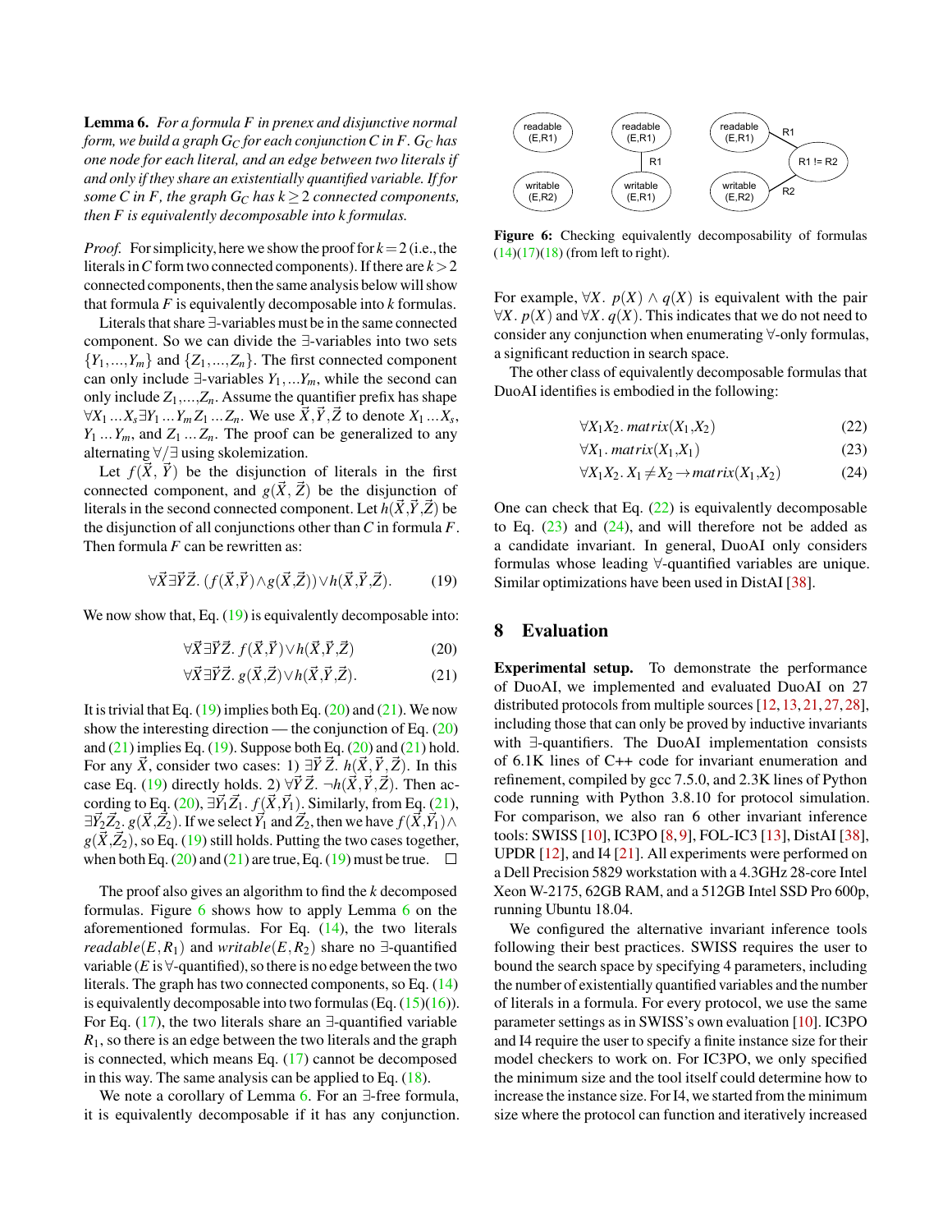**Lemma 6.** *For a formula F in prenex and disjunctive normal form, we build a graph $G_C$ for each conjunction C in F. $G_C$ has one node for each literal, and an edge between two literals if and only if they share an existentially quantified variable. If for some C in F, the graph $G_C$ has $k \geq 2$ connected components, then F is equivalently decomposable into k formulas.*

*Proof.* For simplicity, here we show the proof for $k = 2$ (i.e., the literals in $C$ form two connected components). If there are $k > 2$ connected components, then the same analysis below will show that formula $F$ is equivalently decomposable into $k$ formulas.

Literals that share ∃-variables must be in the same connected component. So we can divide the ∃-variables into two sets $\{Y_1,...,Y_m\}$ and $\{Z_1,...,Z_n\}$. The first connected component can only include ∃-variables $Y_1,...Y_m$, while the second can only include $Z_1,...,Z_n$. Assume the quantifier prefix has shape $\forall X_1 \ldots X_s \exists Y_1 \ldots Y_m Z_1 \ldots Z_n$. We use $\vec{X},\vec{Y},\vec{Z}$ to denote $X_1 \ldots X_s$, $Y_1 \ldots Y_m$, and $Z_1 \ldots Z_n$. The proof can be generalized to any alternating ∀/∃ using skolemization.

Let $f(\vec{X},\vec{Y})$ be the disjunction of literals in the first connected component, and $g(\vec{X},\vec{Z})$ be the disjunction of literals in the second connected component. Let $h(\vec{X},\vec{Y},\vec{Z})$ be the disjunction of all conjunctions other than $C$ in formula $F$. Then formula $F$ can be rewritten as:

$$\forall \vec{X} \exists \vec{Y} \vec{Z}.\ (f(\vec{X},\vec{Y}) \wedge g(\vec{X},\vec{Z})) \vee h(\vec{X},\vec{Y},\vec{Z}). \tag{19}$$

We now show that, Eq. (19) is equivalently decomposable into:

$$\forall \vec{X} \exists \vec{Y} \vec{Z}.\ f(\vec{X},\vec{Y}) \vee h(\vec{X},\vec{Y},\vec{Z}) \tag{20}$$

$$\forall \vec{X} \exists \vec{Y} \vec{Z}.\ g(\vec{X},\vec{Z}) \vee h(\vec{X},\vec{Y},\vec{Z}). \tag{21}$$

It is trivial that Eq. (19) implies both Eq. (20) and (21). We now show the interesting direction — the conjunction of Eq. (20) and (21) implies Eq. (19). Suppose both Eq. (20) and (21) hold. For any $\vec{X}$, consider two cases: 1) $\exists \vec{Y} \vec{Z}.\ h(\vec{X},\vec{Y},\vec{Z})$. In this case Eq. (19) directly holds. 2) $\forall \vec{Y} \vec{Z}.\ \neg h(\vec{X},\vec{Y},\vec{Z})$. Then according to Eq. (20), $\exists \vec{Y_1} \vec{Z_1}.\ f(\vec{X},\vec{Y_1})$. Similarly, from Eq. (21), $\exists \vec{Y_2} \vec{Z_2}.\ g(\vec{X},\vec{Z_2})$. If we select $\vec{Y_1}$ and $\vec{Z_2}$, then we have $f(\vec{X},\vec{Y_1}) \wedge g(\vec{X},\vec{Z_2})$, so Eq. (19) still holds. Putting the two cases together, when both Eq. (20) and (21) are true, Eq. (19) must be true. □

The proof also gives an algorithm to find the $k$ decomposed formulas. Figure 6 shows how to apply Lemma 6 on the aforementioned formulas. For Eq. (14), the two literals $readable(E,R_1)$ and $writable(E,R_2)$ share no ∃-quantified variable ($E$ is ∀-quantified), so there is no edge between the two literals. The graph has two connected components, so Eq. (14) is equivalently decomposable into two formulas (Eq. (15)(16)). For Eq. (17), the two literals share an ∃-quantified variable $R_1$, so there is an edge between the two literals and the graph is connected, which means Eq. (17) cannot be decomposed in this way. The same analysis can be applied to Eq. (18).

We note a corollary of Lemma 6. For an ∃-free formula, it is equivalently decomposable if it has any conjunction.

**Figure 6:** Checking equivalently decomposability of formulas (14)(17)(18) (from left to right).

For example, $\forall X.\ p(X) \wedge q(X)$ is equivalent with the pair $\forall X.\ p(X)$ and $\forall X.\ q(X)$. This indicates that we do not need to consider any conjunction when enumerating ∀-only formulas, a significant reduction in search space.

The other class of equivalently decomposable formulas that DuoAI identifies is embodied in the following:

$$\forall X_1 X_2.\ matrix(X_1,X_2) \tag{22}$$

$$\forall X_1.\ matrix(X_1,X_1) \tag{23}$$

$$\forall X_1 X_2.\ X_1 \neq X_2 \rightarrow matrix(X_1,X_2) \tag{24}$$

One can check that Eq. (22) is equivalently decomposable to Eq. (23) and (24), and will therefore not be added as a candidate invariant. In general, DuoAI only considers formulas whose leading ∀-quantified variables are unique. Similar optimizations have been used in DistAI [38].

## 8 Evaluation

**Experimental setup.** To demonstrate the performance of DuoAI, we implemented and evaluated DuoAI on 27 distributed protocols from multiple sources [12, 13, 21, 27, 28], including those that can only be proved by inductive invariants with ∃-quantifiers. The DuoAI implementation consists of 6.1K lines of C++ code for invariant enumeration and refinement, compiled by gcc 7.5.0, and 2.3K lines of Python code running with Python 3.8.10 for protocol simulation. For comparison, we also ran 6 other invariant inference tools: SWISS [10], IC3PO [8, 9], FOL-IC3 [13], DistAI [38], UPDR [12], and I4 [21]. All experiments were performed on a Dell Precision 5829 workstation with a 4.3GHz 28-core Intel Xeon W-2175, 62GB RAM, and a 512GB Intel SSD Pro 600p, running Ubuntu 18.04.

We configured the alternative invariant inference tools following their best practices. SWISS requires the user to bound the search space by specifying 4 parameters, including the number of existentially quantified variables and the number of literals in a formula. For every protocol, we use the same parameter settings as in SWISS's own evaluation [10]. IC3PO and I4 require the user to specify a finite instance size for their model checkers to work on. For IC3PO, we only specified the minimum size and the tool itself could determine how to increase the instance size. For I4, we started from the minimum size where the protocol can function and iteratively increased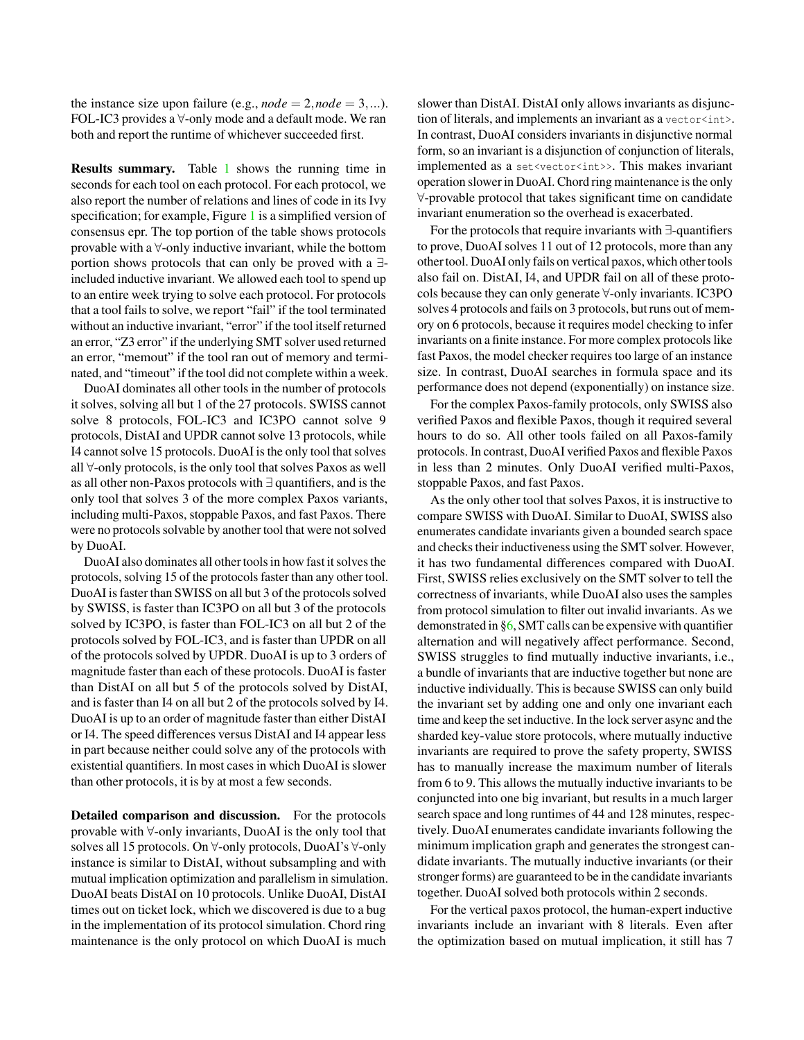the instance size upon failure (e.g., $node = 2, node = 3, \ldots$). FOL-IC3 provides a ∀-only mode and a default mode. We ran both and report the runtime of whichever succeeded first.

**Results summary.** Table 1 shows the running time in seconds for each tool on each protocol. For each protocol, we also report the number of relations and lines of code in its Ivy specification; for example, Figure 1 is a simplified version of consensus epr. The top portion of the table shows protocols provable with a ∀-only inductive invariant, while the bottom portion shows protocols that can only be proved with a ∃-included inductive invariant. We allowed each tool to spend up to an entire week trying to solve each protocol. For protocols that a tool fails to solve, we report "fail" if the tool terminated without an inductive invariant, "error" if the tool itself returned an error, "Z3 error" if the underlying SMT solver used returned an error, "memout" if the tool ran out of memory and terminated, and "timeout" if the tool did not complete within a week.

DuoAI dominates all other tools in the number of protocols it solves, solving all but 1 of the 27 protocols. SWISS cannot solve 8 protocols, FOL-IC3 and IC3PO cannot solve 9 protocols, DistAI and UPDR cannot solve 13 protocols, while I4 cannot solve 15 protocols. DuoAI is the only tool that solves all ∀-only protocols, is the only tool that solves Paxos as well as all other non-Paxos protocols with ∃ quantifiers, and is the only tool that solves 3 of the more complex Paxos variants, including multi-Paxos, stoppable Paxos, and fast Paxos. There were no protocols solvable by another tool that were not solved by DuoAI.

DuoAI also dominates all other tools in how fast it solves the protocols, solving 15 of the protocols faster than any other tool. DuoAI is faster than SWISS on all but 3 of the protocols solved by SWISS, is faster than IC3PO on all but 3 of the protocols solved by IC3PO, is faster than FOL-IC3 on all but 2 of the protocols solved by FOL-IC3, and is faster than UPDR on all of the protocols solved by UPDR. DuoAI is up to 3 orders of magnitude faster than each of these protocols. DuoAI is faster than DistAI on all but 5 of the protocols solved by DistAI, and is faster than I4 on all but 2 of the protocols solved by I4. DuoAI is up to an order of magnitude faster than either DistAI or I4. The speed differences versus DistAI and I4 appear less in part because neither could solve any of the protocols with existential quantifiers. In most cases in which DuoAI is slower than other protocols, it is by at most a few seconds.

**Detailed comparison and discussion.** For the protocols provable with ∀-only invariants, DuoAI is the only tool that solves all 15 protocols. On ∀-only protocols, DuoAI's ∀-only instance is similar to DistAI, without subsampling and with mutual implication optimization and parallelism in simulation. DuoAI beats DistAI on 10 protocols. Unlike DuoAI, DistAI times out on ticket lock, which we discovered is due to a bug in the implementation of its protocol simulation. Chord ring maintenance is the only protocol on which DuoAI is much slower than DistAI. DistAI only allows invariants as disjunction of literals, and implements an invariant as a `vector<int>`. In contrast, DuoAI considers invariants in disjunctive normal form, so an invariant is a disjunction of conjunction of literals, implemented as a `set<vector<int>>`. This makes invariant operation slower in DuoAI. Chord ring maintenance is the only ∀-provable protocol that takes significant time on candidate invariant enumeration so the overhead is exacerbated.

For the protocols that require invariants with ∃-quantifiers to prove, DuoAI solves 11 out of 12 protocols, more than any other tool. DuoAI only fails on vertical paxos, which other tools also fail on. DistAI, I4, and UPDR fail on all of these protocols because they can only generate ∀-only invariants. IC3PO solves 4 protocols and fails on 3 protocols, but runs out of memory on 6 protocols, because it requires model checking to infer invariants on a finite instance. For more complex protocols like fast Paxos, the model checker requires too large of an instance size. In contrast, DuoAI searches in formula space and its performance does not depend (exponentially) on instance size.

For the complex Paxos-family protocols, only SWISS also verified Paxos and flexible Paxos, though it required several hours to do so. All other tools failed on all Paxos-family protocols. In contrast, DuoAI verified Paxos and flexible Paxos in less than 2 minutes. Only DuoAI verified multi-Paxos, stoppable Paxos, and fast Paxos.

As the only other tool that solves Paxos, it is instructive to compare SWISS with DuoAI. Similar to DuoAI, SWISS also enumerates candidate invariants given a bounded search space and checks their inductiveness using the SMT solver. However, it has two fundamental differences compared with DuoAI. First, SWISS relies exclusively on the SMT solver to tell the correctness of invariants, while DuoAI also uses the samples from protocol simulation to filter out invalid invariants. As we demonstrated in §6, SMT calls can be expensive with quantifier alternation and will negatively affect performance. Second, SWISS struggles to find mutually inductive invariants, i.e., a bundle of invariants that are inductive together but none are inductive individually. This is because SWISS can only build the invariant set by adding one and only one invariant each time and keep the set inductive. In the lock server async and the sharded key-value store protocols, where mutually inductive invariants are required to prove the safety property, SWISS has to manually increase the maximum number of literals from 6 to 9. This allows the mutually inductive invariants to be conjuncted into one big invariant, but results in a much larger search space and long runtimes of 44 and 128 minutes, respectively. DuoAI enumerates candidate invariants following the minimum implication graph and generates the strongest candidate invariants. The mutually inductive invariants (or their stronger forms) are guaranteed to be in the candidate invariants together. DuoAI solved both protocols within 2 seconds.

For the vertical paxos protocol, the human-expert inductive invariants include an invariant with 8 literals. Even after the optimization based on mutual implication, it still has 7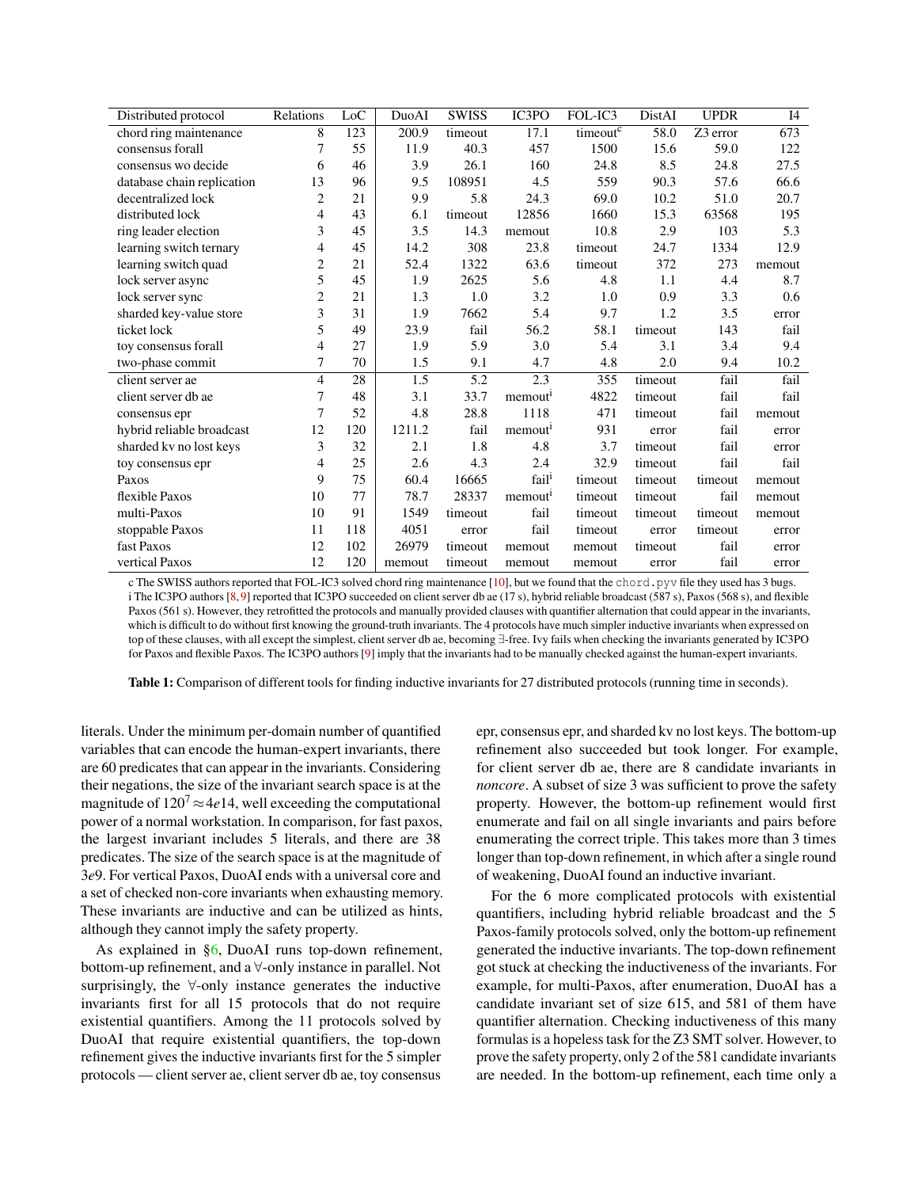| Distributed protocol | Relations | LoC | DuoAI | SWISS | IC3PO | FOL-IC3 | DistAI | UPDR | I4 |
|---|---|---|---|---|---|---|---|---|---|
| chord ring maintenance | 8 | 123 | 200.9 | timeout | 17.1 | timeout[c] | 58.0 | Z3 error | 673 |
| consensus forall | 7 | 55 | 11.9 | 40.3 | 457 | 1500 | 15.6 | 59.0 | 122 |
| consensus wo decide | 6 | 46 | 3.9 | 26.1 | 160 | 24.8 | 8.5 | 24.8 | 27.5 |
| database chain replication | 13 | 96 | 9.5 | 108951 | 4.5 | 559 | 90.3 | 57.6 | 66.6 |
| decentralized lock | 2 | 21 | 9.9 | 5.8 | 24.3 | 69.0 | 10.2 | 51.0 | 20.7 |
| distributed lock | 4 | 43 | 6.1 | timeout | 12856 | 1660 | 15.3 | 63568 | 195 |
| ring leader election | 3 | 45 | 3.5 | 14.3 | memout | 10.8 | 2.9 | 103 | 5.3 |
| learning switch ternary | 4 | 45 | 14.2 | 308 | 23.8 | timeout | 24.7 | 1334 | 12.9 |
| learning switch quad | 2 | 21 | 52.4 | 1322 | 63.6 | timeout | 372 | 273 | memout |
| lock server async | 5 | 45 | 1.9 | 2625 | 5.6 | 4.8 | 1.1 | 4.4 | 8.7 |
| lock server sync | 2 | 21 | 1.3 | 1.0 | 3.2 | 1.0 | 0.9 | 3.3 | 0.6 |
| sharded key-value store | 3 | 31 | 1.9 | 7662 | 5.4 | 9.7 | 1.2 | 3.5 | error |
| ticket lock | 5 | 49 | 23.9 | fail | 56.2 | 58.1 | timeout | 143 | fail |
| toy consensus forall | 4 | 27 | 1.9 | 5.9 | 3.0 | 5.4 | 3.1 | 3.4 | 9.4 |
| two-phase commit | 7 | 70 | 1.5 | 9.1 | 4.7 | 4.8 | 2.0 | 9.4 | 10.2 |
| client server ae | 4 | 28 | 1.5 | 5.2 | 2.3 | 355 | timeout | fail | fail |
| client server db ae | 7 | 48 | 3.1 | 33.7 | memout[i] | 4822 | timeout | fail | fail |
| consensus epr | 7 | 52 | 4.8 | 28.8 | 1118 | 471 | timeout | fail | memout |
| hybrid reliable broadcast | 12 | 120 | 1211.2 | fail | memout[i] | 931 | error | fail | error |
| sharded kv no lost keys | 3 | 32 | 2.1 | 1.8 | 4.8 | 3.7 | timeout | fail | error |
| toy consensus epr | 4 | 25 | 2.6 | 4.3 | 2.4 | 32.9 | timeout | fail | fail |
| Paxos | 9 | 75 | 60.4 | 16665 | fail[i] | timeout | timeout | timeout | memout |
| flexible Paxos | 10 | 77 | 78.7 | 28337 | memout[i] | timeout | timeout | fail | memout |
| multi-Paxos | 10 | 91 | 1549 | timeout | fail | timeout | timeout | timeout | memout |
| stoppable Paxos | 11 | 118 | 4051 | error | fail | timeout | error | timeout | error |
| fast Paxos | 12 | 102 | 26979 | timeout | memout | memout | timeout | fail | error |
| vertical Paxos | 12 | 120 | memout | timeout | memout | memout | error | fail | error |

c The SWISS authors reported that FOL-IC3 solved chord ring maintenance [10], but we found that the `chord.pyv` file they used has 3 bugs.
i The IC3PO authors [8, 9] reported that IC3PO succeeded on client server db ae (17 s), hybrid reliable broadcast (587 s), Paxos (568 s), and flexible Paxos (561 s). However, they retrofitted the protocols and manually provided clauses with quantifier alternation that could appear in the invariants, which is difficult to do without first knowing the ground-truth invariants. The 4 protocols have much simpler inductive invariants when expressed on top of these clauses, with all except the simplest, client server db ae, becoming ∃-free. Ivy fails when checking the invariants generated by IC3PO for Paxos and flexible Paxos. The IC3PO authors [9] imply that the invariants had to be manually checked against the human-expert invariants.

**Table 1:** Comparison of different tools for finding inductive invariants for 27 distributed protocols (running time in seconds).

literals. Under the minimum per-domain number of quantified variables that can encode the human-expert invariants, there are 60 predicates that can appear in the invariants. Considering their negations, the size of the invariant search space is at the magnitude of $120^7 \approx 4e14$, well exceeding the computational power of a normal workstation. In comparison, for fast paxos, the largest invariant includes 5 literals, and there are 38 predicates. The size of the search space is at the magnitude of $3e9$. For vertical Paxos, DuoAI ends with a universal core and a set of checked non-core invariants when exhausting memory. These invariants are inductive and can be utilized as hints, although they cannot imply the safety property.

As explained in §6, DuoAI runs top-down refinement, bottom-up refinement, and a ∀-only instance in parallel. Not surprisingly, the ∀-only instance generates the inductive invariants first for all 15 protocols that do not require existential quantifiers. Among the 11 protocols solved by DuoAI that require existential quantifiers, the top-down refinement gives the inductive invariants first for the 5 simpler protocols — client server ae, client server db ae, toy consensus epr, consensus epr, and sharded kv no lost keys. The bottom-up refinement also succeeded but took longer. For example, for client server db ae, there are 8 candidate invariants in *noncore*. A subset of size 3 was sufficient to prove the safety property. However, the bottom-up refinement would first enumerate and fail on all single invariants and pairs before enumerating the correct triple. This takes more than 3 times longer than top-down refinement, in which after a single round of weakening, DuoAI found an inductive invariant.

For the 6 more complicated protocols with existential quantifiers, including hybrid reliable broadcast and the 5 Paxos-family protocols solved, only the bottom-up refinement generated the inductive invariants. The top-down refinement got stuck at checking the inductiveness of the invariants. For example, for multi-Paxos, after enumeration, DuoAI has a candidate invariant set of size 615, and 581 of them have quantifier alternation. Checking inductiveness of this many formulas is a hopeless task for the Z3 SMT solver. However, to prove the safety property, only 2 of the 581 candidate invariants are needed. In the bottom-up refinement, each time only a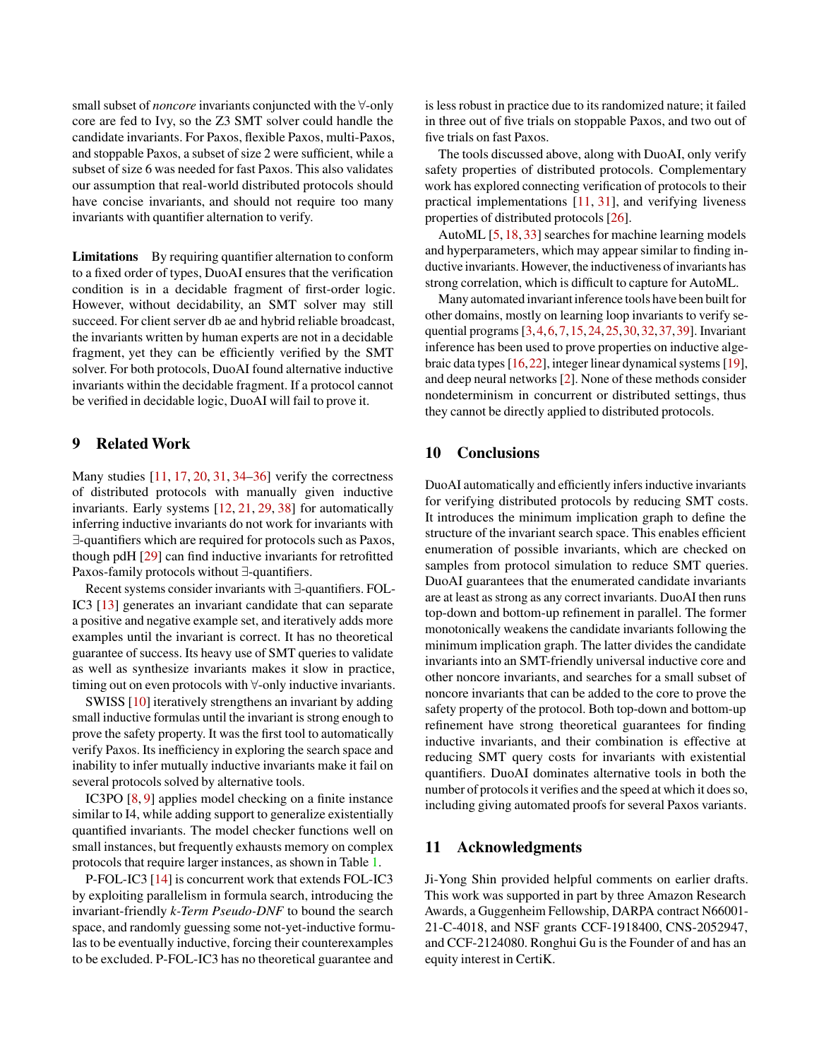small subset of *noncore* invariants conjuncted with the $\forall$-only core are fed to Ivy, so the Z3 SMT solver could handle the candidate invariants. For Paxos, flexible Paxos, multi-Paxos, and stoppable Paxos, a subset of size 2 were sufficient, while a subset of size 6 was needed for fast Paxos. This also validates our assumption that real-world distributed protocols should have concise invariants, and should not require too many invariants with quantifier alternation to verify.

**Limitations** By requiring quantifier alternation to conform to a fixed order of types, DuoAI ensures that the verification condition is in a decidable fragment of first-order logic. However, without decidability, an SMT solver may still succeed. For client server db ae and hybrid reliable broadcast, the invariants written by human experts are not in a decidable fragment, yet they can be efficiently verified by the SMT solver. For both protocols, DuoAI found alternative inductive invariants within the decidable fragment. If a protocol cannot be verified in decidable logic, DuoAI will fail to prove it.

## 9 Related Work

Many studies [11, 17, 20, 31, 34–36] verify the correctness of distributed protocols with manually given inductive invariants. Early systems [12, 21, 29, 38] for automatically inferring inductive invariants do not work for invariants with $\exists$-quantifiers which are required for protocols such as Paxos, though pdH [29] can find inductive invariants for retrofitted Paxos-family protocols without $\exists$-quantifiers.

Recent systems consider invariants with $\exists$-quantifiers. FOL-IC3 [13] generates an invariant candidate that can separate a positive and negative example set, and iteratively adds more examples until the invariant is correct. It has no theoretical guarantee of success. Its heavy use of SMT queries to validate as well as synthesize invariants makes it slow in practice, timing out on even protocols with $\forall$-only inductive invariants.

SWISS [10] iteratively strengthens an invariant by adding small inductive formulas until the invariant is strong enough to prove the safety property. It was the first tool to automatically verify Paxos. Its inefficiency in exploring the search space and inability to infer mutually inductive invariants make it fail on several protocols solved by alternative tools.

IC3PO [8, 9] applies model checking on a finite instance similar to I4, while adding support to generalize existentially quantified invariants. The model checker functions well on small instances, but frequently exhausts memory on complex protocols that require larger instances, as shown in Table 1.

P-FOL-IC3 [14] is concurrent work that extends FOL-IC3 by exploiting parallelism in formula search, introducing the invariant-friendly *k-Term Pseudo-DNF* to bound the search space, and randomly guessing some not-yet-inductive formulas to be eventually inductive, forcing their counterexamples to be excluded. P-FOL-IC3 has no theoretical guarantee and is less robust in practice due to its randomized nature; it failed in three out of five trials on stoppable Paxos, and two out of five trials on fast Paxos.

The tools discussed above, along with DuoAI, only verify safety properties of distributed protocols. Complementary work has explored connecting verification of protocols to their practical implementations [11, 31], and verifying liveness properties of distributed protocols [26].

AutoML [5, 18, 33] searches for machine learning models and hyperparameters, which may appear similar to finding inductive invariants. However, the inductiveness of invariants has strong correlation, which is difficult to capture for AutoML.

Many automated invariant inference tools have been built for other domains, mostly on learning loop invariants to verify sequential programs [3, 4, 6, 7, 15, 24, 25, 30, 32, 37, 39]. Invariant inference has been used to prove properties on inductive algebraic data types [16, 22], integer linear dynamical systems [19], and deep neural networks [2]. None of these methods consider nondeterminism in concurrent or distributed settings, thus they cannot be directly applied to distributed protocols.

## 10 Conclusions

DuoAI automatically and efficiently infers inductive invariants for verifying distributed protocols by reducing SMT costs. It introduces the minimum implication graph to define the structure of the invariant search space. This enables efficient enumeration of possible invariants, which are checked on samples from protocol simulation to reduce SMT queries. DuoAI guarantees that the enumerated candidate invariants are at least as strong as any correct invariants. DuoAI then runs top-down and bottom-up refinement in parallel. The former monotonically weakens the candidate invariants following the minimum implication graph. The latter divides the candidate invariants into an SMT-friendly universal inductive core and other noncore invariants, and searches for a small subset of noncore invariants that can be added to the core to prove the safety property of the protocol. Both top-down and bottom-up refinement have strong theoretical guarantees for finding inductive invariants, and their combination is effective at reducing SMT query costs for invariants with existential quantifiers. DuoAI dominates alternative tools in both the number of protocols it verifies and the speed at which it does so, including giving automated proofs for several Paxos variants.

## 11 Acknowledgments

Ji-Yong Shin provided helpful comments on earlier drafts. This work was supported in part by three Amazon Research Awards, a Guggenheim Fellowship, DARPA contract N66001-21-C-4018, and NSF grants CCF-1918400, CNS-2052947, and CCF-2124080. Ronghui Gu is the Founder of and has an equity interest in CertiK.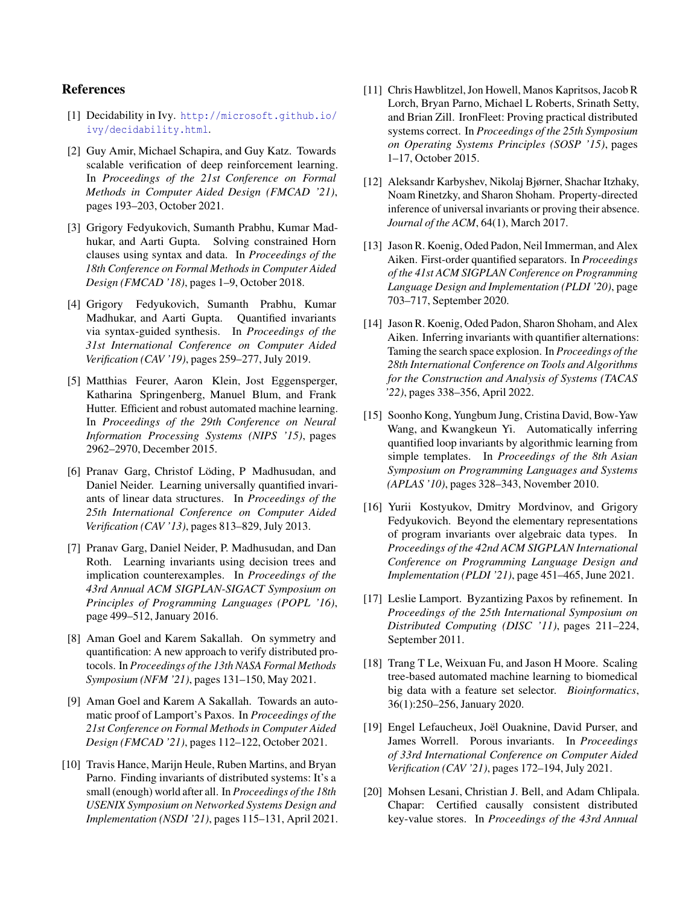## References

[1] Decidability in Ivy. http://microsoft.github.io/ivy/decidability.html.

[2] Guy Amir, Michael Schapira, and Guy Katz. Towards scalable verification of deep reinforcement learning. In *Proceedings of the 21st Conference on Formal Methods in Computer Aided Design (FMCAD '21)*, pages 193–203, October 2021.

[3] Grigory Fedyukovich, Sumanth Prabhu, Kumar Madhukar, and Aarti Gupta. Solving constrained Horn clauses using syntax and data. In *Proceedings of the 18th Conference on Formal Methods in Computer Aided Design (FMCAD '18)*, pages 1–9, October 2018.

[4] Grigory Fedyukovich, Sumanth Prabhu, Kumar Madhukar, and Aarti Gupta. Quantified invariants via syntax-guided synthesis. In *Proceedings of the 31st International Conference on Computer Aided Verification (CAV '19)*, pages 259–277, July 2019.

[5] Matthias Feurer, Aaron Klein, Jost Eggensperger, Katharina Springenberg, Manuel Blum, and Frank Hutter. Efficient and robust automated machine learning. In *Proceedings of the 29th Conference on Neural Information Processing Systems (NIPS '15)*, pages 2962–2970, December 2015.

[6] Pranav Garg, Christof Löding, P Madhusudan, and Daniel Neider. Learning universally quantified invariants of linear data structures. In *Proceedings of the 25th International Conference on Computer Aided Verification (CAV '13)*, pages 813–829, July 2013.

[7] Pranav Garg, Daniel Neider, P. Madhusudan, and Dan Roth. Learning invariants using decision trees and implication counterexamples. In *Proceedings of the 43rd Annual ACM SIGPLAN-SIGACT Symposium on Principles of Programming Languages (POPL '16)*, page 499–512, January 2016.

[8] Aman Goel and Karem Sakallah. On symmetry and quantification: A new approach to verify distributed protocols. In *Proceedings of the 13th NASA Formal Methods Symposium (NFM '21)*, pages 131–150, May 2021.

[9] Aman Goel and Karem A Sakallah. Towards an automatic proof of Lamport's Paxos. In *Proceedings of the 21st Conference on Formal Methods in Computer Aided Design (FMCAD '21)*, pages 112–122, October 2021.

[10] Travis Hance, Marijn Heule, Ruben Martins, and Bryan Parno. Finding invariants of distributed systems: It's a small (enough) world after all. In *Proceedings of the 18th USENIX Symposium on Networked Systems Design and Implementation (NSDI '21)*, pages 115–131, April 2021.

[11] Chris Hawblitzel, Jon Howell, Manos Kapritsos, Jacob R Lorch, Bryan Parno, Michael L Roberts, Srinath Setty, and Brian Zill. IronFleet: Proving practical distributed systems correct. In *Proceedings of the 25th Symposium on Operating Systems Principles (SOSP '15)*, pages 1–17, October 2015.

[12] Aleksandr Karbyshev, Nikolaj Bjørner, Shachar Itzhaky, Noam Rinetzky, and Sharon Shoham. Property-directed inference of universal invariants or proving their absence. *Journal of the ACM*, 64(1), March 2017.

[13] Jason R. Koenig, Oded Padon, Neil Immerman, and Alex Aiken. First-order quantified separators. In *Proceedings of the 41st ACM SIGPLAN Conference on Programming Language Design and Implementation (PLDI '20)*, page 703–717, September 2020.

[14] Jason R. Koenig, Oded Padon, Sharon Shoham, and Alex Aiken. Inferring invariants with quantifier alternations: Taming the search space explosion. In *Proceedings of the 28th International Conference on Tools and Algorithms for the Construction and Analysis of Systems (TACAS '22)*, pages 338–356, April 2022.

[15] Soonho Kong, Yungbum Jung, Cristina David, Bow-Yaw Wang, and Kwangkeun Yi. Automatically inferring quantified loop invariants by algorithmic learning from simple templates. In *Proceedings of the 8th Asian Symposium on Programming Languages and Systems (APLAS '10)*, pages 328–343, November 2010.

[16] Yurii Kostyukov, Dmitry Mordvinov, and Grigory Fedyukovich. Beyond the elementary representations of program invariants over algebraic data types. In *Proceedings of the 42nd ACM SIGPLAN International Conference on Programming Language Design and Implementation (PLDI '21)*, page 451–465, June 2021.

[17] Leslie Lamport. Byzantizing Paxos by refinement. In *Proceedings of the 25th International Symposium on Distributed Computing (DISC '11)*, pages 211–224, September 2011.

[18] Trang T Le, Weixuan Fu, and Jason H Moore. Scaling tree-based automated machine learning to biomedical big data with a feature set selector. *Bioinformatics*, 36(1):250–256, January 2020.

[19] Engel Lefaucheux, Joël Ouaknine, David Purser, and James Worrell. Porous invariants. In *Proceedings of 33rd International Conference on Computer Aided Verification (CAV '21)*, pages 172–194, July 2021.

[20] Mohsen Lesani, Christian J. Bell, and Adam Chlipala. Chapar: Certified causally consistent distributed key-value stores. In *Proceedings of the 43rd Annual*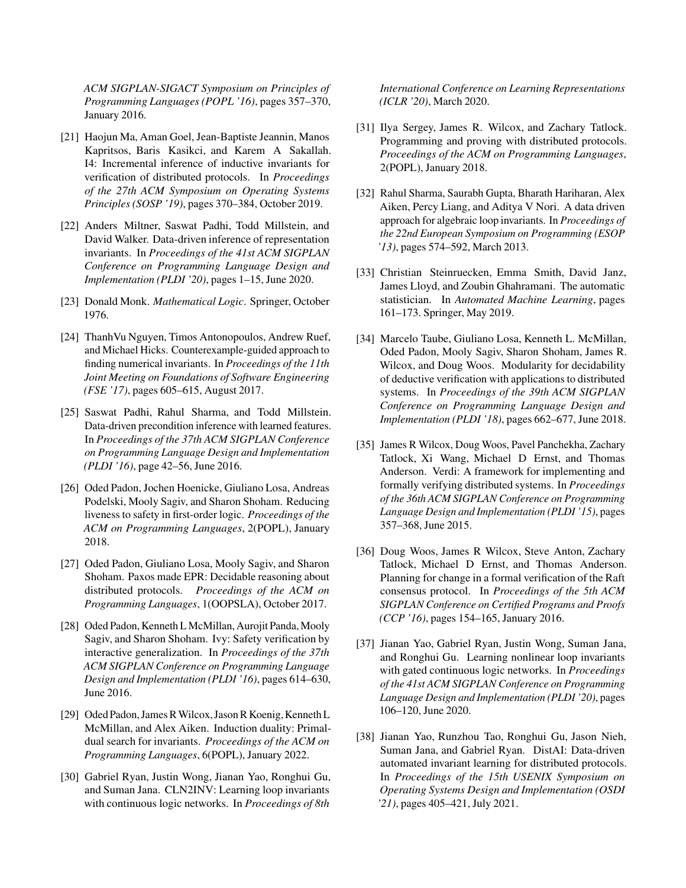*ACM SIGPLAN-SIGACT Symposium on Principles of Programming Languages (POPL '16)*, pages 357–370, January 2016.

[21] Haojun Ma, Aman Goel, Jean-Baptiste Jeannin, Manos Kapritsos, Baris Kasikci, and Karem A Sakallah. I4: Incremental inference of inductive invariants for verification of distributed protocols. In *Proceedings of the 27th ACM Symposium on Operating Systems Principles (SOSP '19)*, pages 370–384, October 2019.

[22] Anders Miltner, Saswat Padhi, Todd Millstein, and David Walker. Data-driven inference of representation invariants. In *Proceedings of the 41st ACM SIGPLAN Conference on Programming Language Design and Implementation (PLDI '20)*, pages 1–15, June 2020.

[23] Donald Monk. *Mathematical Logic*. Springer, October 1976.

[24] ThanhVu Nguyen, Timos Antonopoulos, Andrew Ruef, and Michael Hicks. Counterexample-guided approach to finding numerical invariants. In *Proceedings of the 11th Joint Meeting on Foundations of Software Engineering (FSE '17)*, pages 605–615, August 2017.

[25] Saswat Padhi, Rahul Sharma, and Todd Millstein. Data-driven precondition inference with learned features. In *Proceedings of the 37th ACM SIGPLAN Conference on Programming Language Design and Implementation (PLDI '16)*, page 42–56, June 2016.

[26] Oded Padon, Jochen Hoenicke, Giuliano Losa, Andreas Podelski, Mooly Sagiv, and Sharon Shoham. Reducing liveness to safety in first-order logic. *Proceedings of the ACM on Programming Languages*, 2(POPL), January 2018.

[27] Oded Padon, Giuliano Losa, Mooly Sagiv, and Sharon Shoham. Paxos made EPR: Decidable reasoning about distributed protocols. *Proceedings of the ACM on Programming Languages*, 1(OOPSLA), October 2017.

[28] Oded Padon, Kenneth L McMillan, Aurojit Panda, Mooly Sagiv, and Sharon Shoham. Ivy: Safety verification by interactive generalization. In *Proceedings of the 37th ACM SIGPLAN Conference on Programming Language Design and Implementation (PLDI '16)*, pages 614–630, June 2016.

[29] Oded Padon, James R Wilcox, Jason R Koenig, Kenneth L McMillan, and Alex Aiken. Induction duality: Primal-dual search for invariants. *Proceedings of the ACM on Programming Languages*, 6(POPL), January 2022.

[30] Gabriel Ryan, Justin Wong, Jianan Yao, Ronghui Gu, and Suman Jana. CLN2INV: Learning loop invariants with continuous logic networks. In *Proceedings of 8th International Conference on Learning Representations (ICLR '20)*, March 2020.

[31] Ilya Sergey, James R. Wilcox, and Zachary Tatlock. Programming and proving with distributed protocols. *Proceedings of the ACM on Programming Languages*, 2(POPL), January 2018.

[32] Rahul Sharma, Saurabh Gupta, Bharath Hariharan, Alex Aiken, Percy Liang, and Aditya V Nori. A data driven approach for algebraic loop invariants. In *Proceedings of the 22nd European Symposium on Programming (ESOP '13)*, pages 574–592, March 2013.

[33] Christian Steinruecken, Emma Smith, David Janz, James Lloyd, and Zoubin Ghahramani. The automatic statistician. In *Automated Machine Learning*, pages 161–173. Springer, May 2019.

[34] Marcelo Taube, Giuliano Losa, Kenneth L. McMillan, Oded Padon, Mooly Sagiv, Sharon Shoham, James R. Wilcox, and Doug Woos. Modularity for decidability of deductive verification with applications to distributed systems. In *Proceedings of the 39th ACM SIGPLAN Conference on Programming Language Design and Implementation (PLDI '18)*, pages 662–677, June 2018.

[35] James R Wilcox, Doug Woos, Pavel Panchekha, Zachary Tatlock, Xi Wang, Michael D Ernst, and Thomas Anderson. Verdi: A framework for implementing and formally verifying distributed systems. In *Proceedings of the 36th ACM SIGPLAN Conference on Programming Language Design and Implementation (PLDI '15)*, pages 357–368, June 2015.

[36] Doug Woos, James R Wilcox, Steve Anton, Zachary Tatlock, Michael D Ernst, and Thomas Anderson. Planning for change in a formal verification of the Raft consensus protocol. In *Proceedings of the 5th ACM SIGPLAN Conference on Certified Programs and Proofs (CCP '16)*, pages 154–165, January 2016.

[37] Jianan Yao, Gabriel Ryan, Justin Wong, Suman Jana, and Ronghui Gu. Learning nonlinear loop invariants with gated continuous logic networks. In *Proceedings of the 41st ACM SIGPLAN Conference on Programming Language Design and Implementation (PLDI '20)*, pages 106–120, June 2020.

[38] Jianan Yao, Runzhou Tao, Ronghui Gu, Jason Nieh, Suman Jana, and Gabriel Ryan. DistAI: Data-driven automated invariant learning for distributed protocols. In *Proceedings of the 15th USENIX Symposium on Operating Systems Design and Implementation (OSDI '21)*, pages 405–421, July 2021.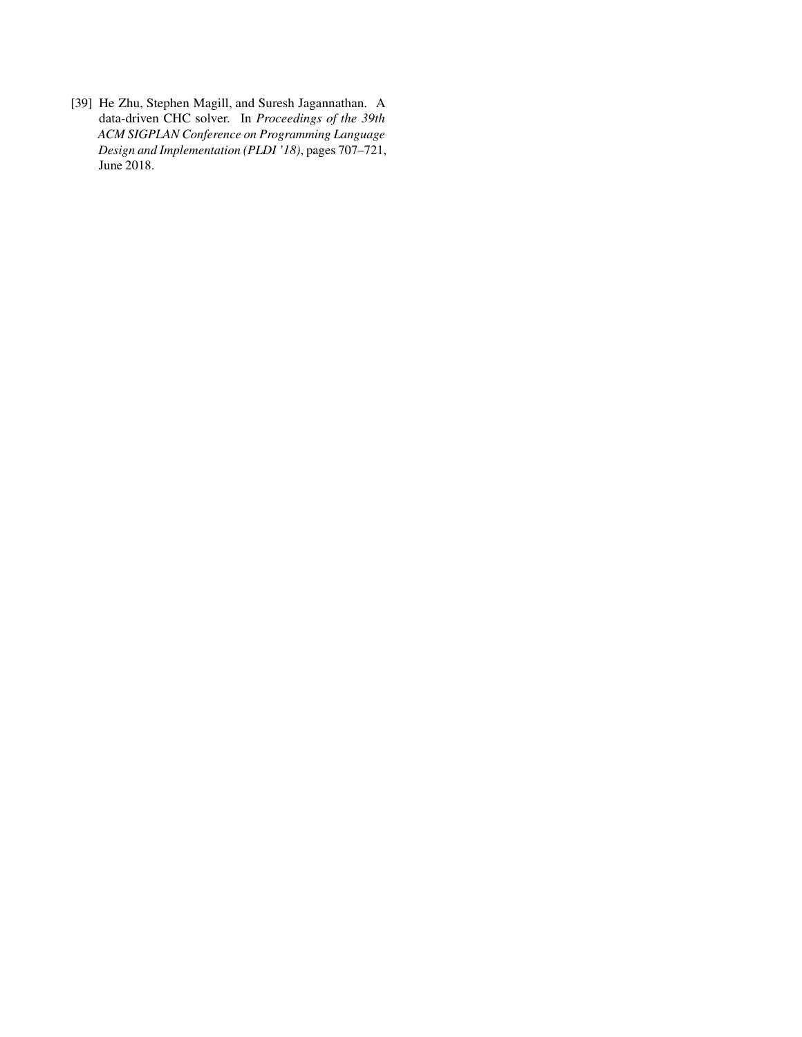[39] He Zhu, Stephen Magill, and Suresh Jagannathan. A data-driven CHC solver. In *Proceedings of the 39th ACM SIGPLAN Conference on Programming Language Design and Implementation (PLDI '18)*, pages 707–721, June 2018.